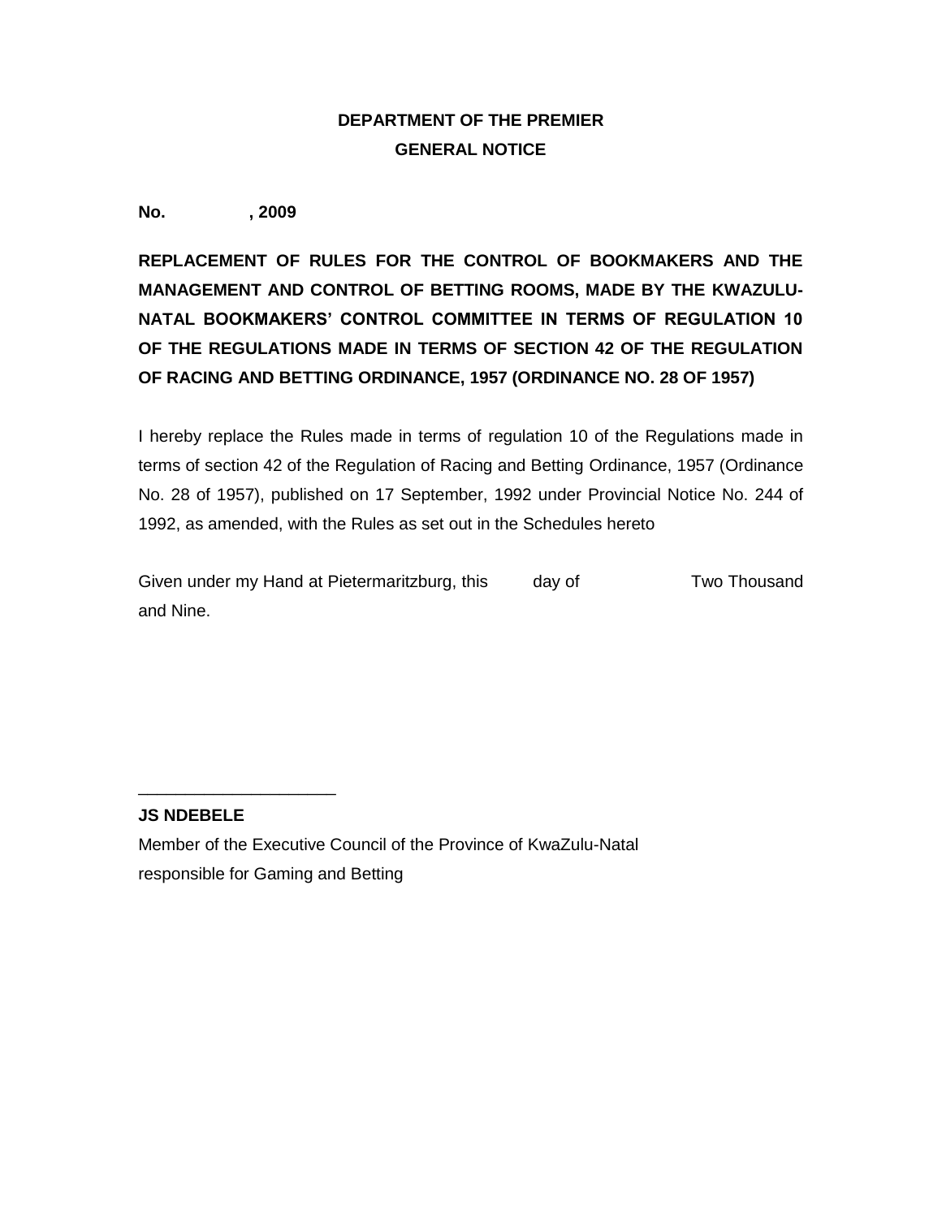**DEPARTMENT OF THE PREMIER**
**GENERAL NOTICE**

**No. , 2009**

**REPLACEMENT OF RULES FOR THE CONTROL OF BOOKMAKERS AND THE MANAGEMENT AND CONTROL OF BETTING ROOMS, MADE BY THE KWAZULU-NATAL BOOKMAKERS' CONTROL COMMITTEE IN TERMS OF REGULATION 10 OF THE REGULATIONS MADE IN TERMS OF SECTION 42 OF THE REGULATION OF RACING AND BETTING ORDINANCE, 1957 (ORDINANCE NO. 28 OF 1957)**

I hereby replace the Rules made in terms of regulation 10 of the Regulations made in terms of section 42 of the Regulation of Racing and Betting Ordinance, 1957 (Ordinance No. 28 of 1957), published on 17 September, 1992 under Provincial Notice No. 244 of 1992, as amended, with the Rules as set out in the Schedules hereto

Given under my Hand at Pietermaritzburg, this day of Two Thousand and Nine.

\_\_\_\_\_\_\_\_\_\_\_\_\_\_\_\_\_\_\_\_\_

**JS NDEBELE**

Member of the Executive Council of the Province of KwaZulu-Natal
responsible for Gaming and Betting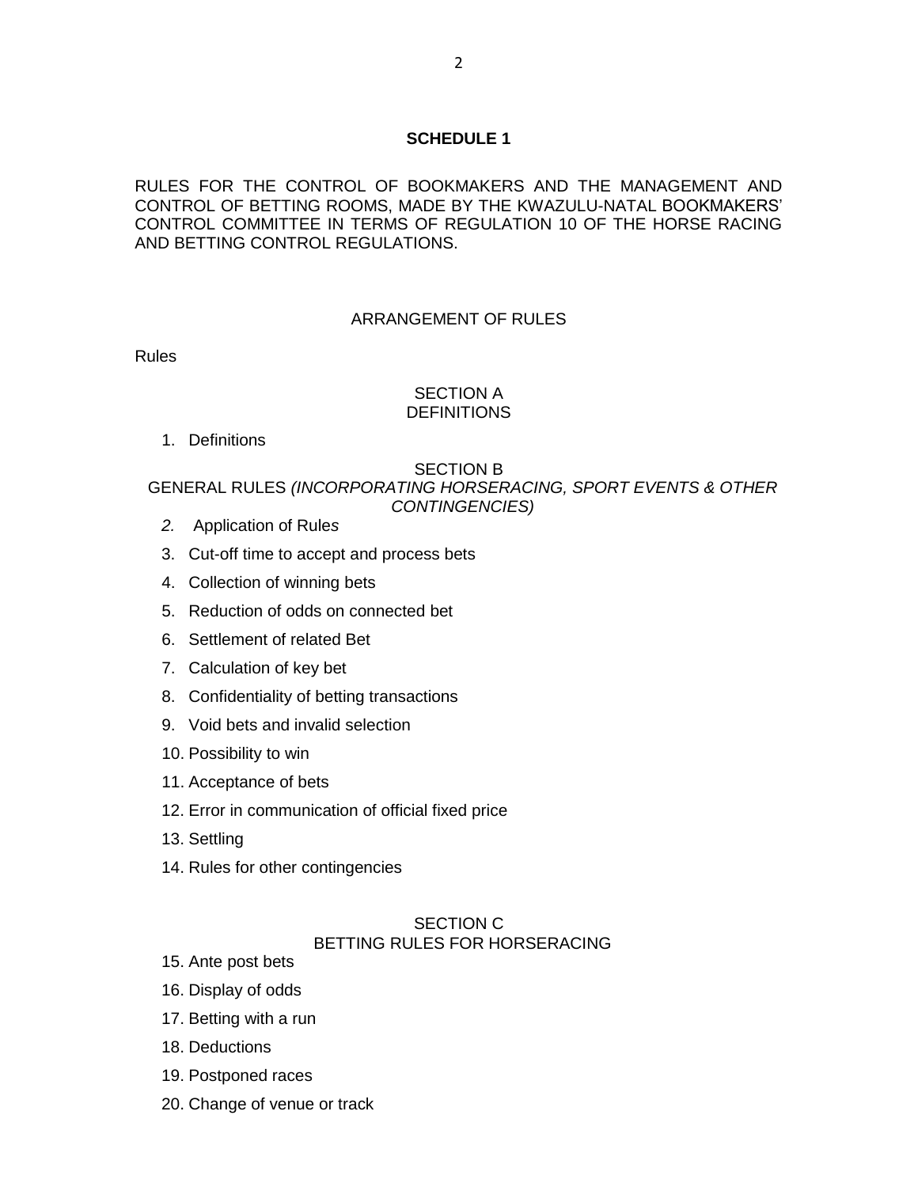## SCHEDULE 1

RULES FOR THE CONTROL OF BOOKMAKERS AND THE MANAGEMENT AND CONTROL OF BETTING ROOMS, MADE BY THE KWAZULU-NATAL BOOKMAKERS' CONTROL COMMITTEE IN TERMS OF REGULATION 10 OF THE HORSE RACING AND BETTING CONTROL REGULATIONS.

ARRANGEMENT OF RULES

Rules

SECTION A
DEFINITIONS

1. Definitions

SECTION B
GENERAL RULES *(INCORPORATING HORSERACING, SPORT EVENTS & OTHER CONTINGENCIES)*

2. Application of Rules
3. Cut-off time to accept and process bets
4. Collection of winning bets
5. Reduction of odds on connected bet
6. Settlement of related Bet
7. Calculation of key bet
8. Confidentiality of betting transactions
9. Void bets and invalid selection
10. Possibility to win
11. Acceptance of bets
12. Error in communication of official fixed price
13. Settling
14. Rules for other contingencies

SECTION C
BETTING RULES FOR HORSERACING

15. Ante post bets
16. Display of odds
17. Betting with a run
18. Deductions
19. Postponed races
20. Change of venue or track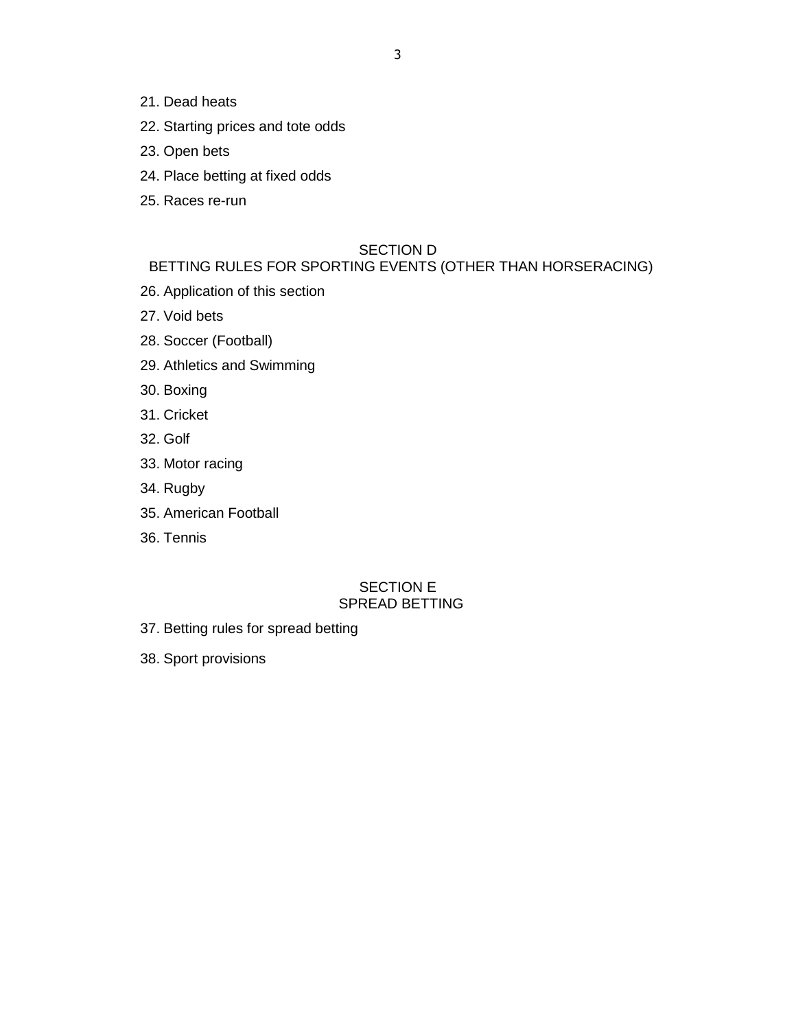21. Dead heats

22. Starting prices and tote odds

23. Open bets

24. Place betting at fixed odds

25. Races re-run

## SECTION D
## BETTING RULES FOR SPORTING EVENTS (OTHER THAN HORSERACING)

26. Application of this section

27. Void bets

28. Soccer (Football)

29. Athletics and Swimming

30. Boxing

31. Cricket

32. Golf

33. Motor racing

34. Rugby

35. American Football

36. Tennis

## SECTION E
## SPREAD BETTING

37. Betting rules for spread betting

38. Sport provisions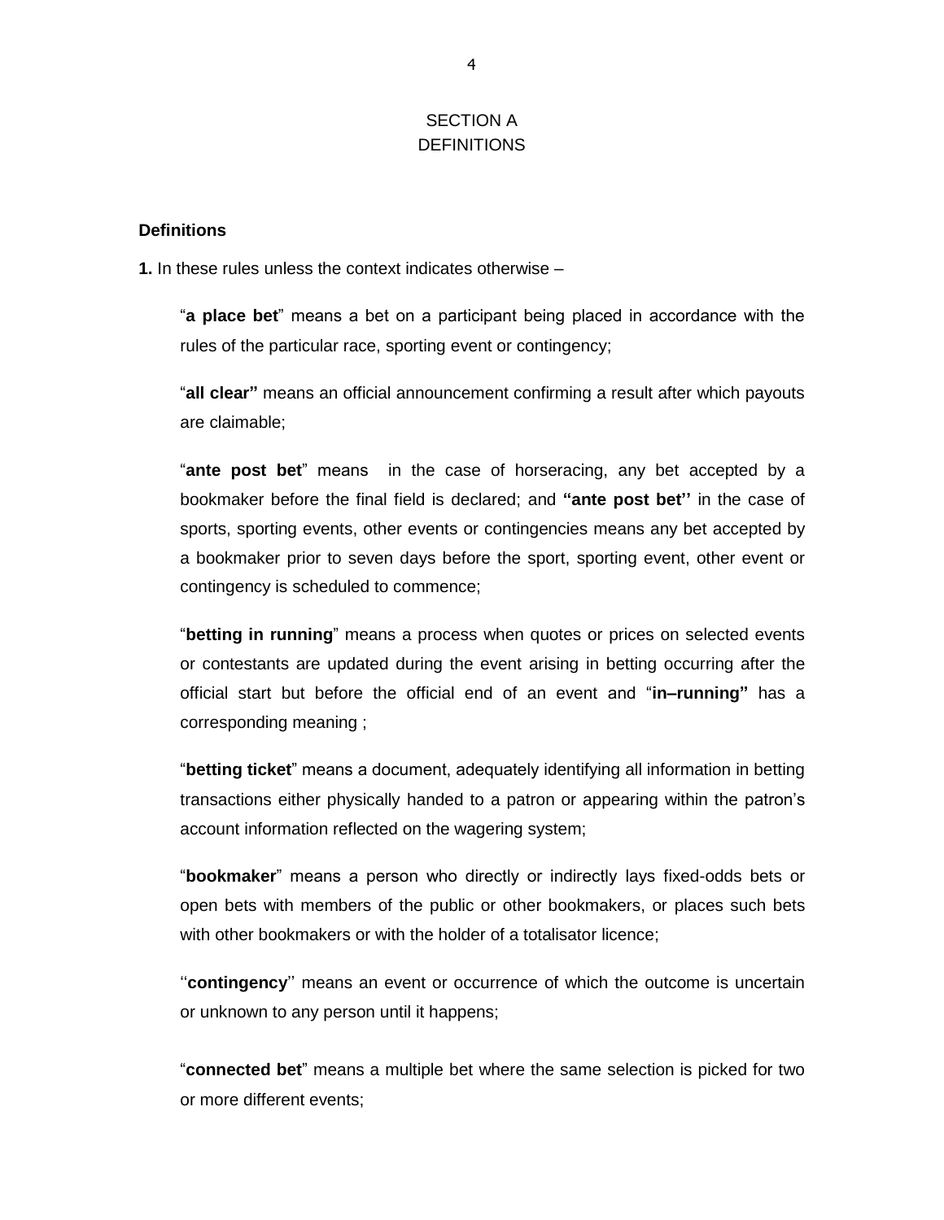# SECTION A
# DEFINITIONS

**Definitions**

**1.** In these rules unless the context indicates otherwise –

> "**a place bet**" means a bet on a participant being placed in accordance with the rules of the particular race, sporting event or contingency;
>
> "**all clear"** means an official announcement confirming a result after which payouts are claimable;
>
> "**ante post bet**" means in the case of horseracing, any bet accepted by a bookmaker before the final field is declared; and **"ante post bet''** in the case of sports, sporting events, other events or contingencies means any bet accepted by a bookmaker prior to seven days before the sport, sporting event, other event or contingency is scheduled to commence;
>
> "**betting in running**" means a process when quotes or prices on selected events or contestants are updated during the event arising in betting occurring after the official start but before the official end of an event and "**in–running"** has a corresponding meaning ;
>
> "**betting ticket**" means a document, adequately identifying all information in betting transactions either physically handed to a patron or appearing within the patron's account information reflected on the wagering system;
>
> "**bookmaker**" means a person who directly or indirectly lays fixed-odds bets or open bets with members of the public or other bookmakers, or places such bets with other bookmakers or with the holder of a totalisator licence;
>
> ''**contingency**'' means an event or occurrence of which the outcome is uncertain or unknown to any person until it happens;
>
> "**connected bet**" means a multiple bet where the same selection is picked for two or more different events;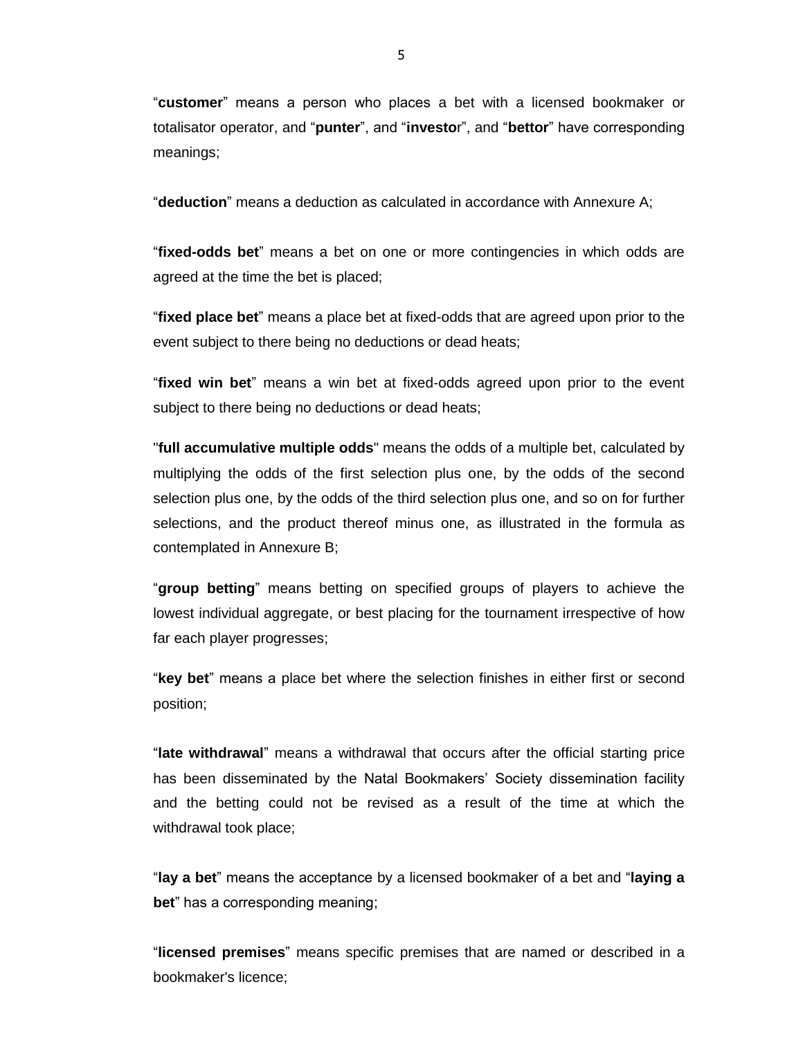"**customer**" means a person who places a bet with a licensed bookmaker or totalisator operator, and "**punter**", and "**investo**r", and "**bettor**" have corresponding meanings;

"**deduction**" means a deduction as calculated in accordance with Annexure A;

"**fixed-odds bet**" means a bet on one or more contingencies in which odds are agreed at the time the bet is placed;

"**fixed place bet**" means a place bet at fixed-odds that are agreed upon prior to the event subject to there being no deductions or dead heats;

"**fixed win bet**" means a win bet at fixed-odds agreed upon prior to the event subject to there being no deductions or dead heats;

"**full accumulative multiple odds**" means the odds of a multiple bet, calculated by multiplying the odds of the first selection plus one, by the odds of the second selection plus one, by the odds of the third selection plus one, and so on for further selections, and the product thereof minus one, as illustrated in the formula as contemplated in Annexure B;

"**group betting**" means betting on specified groups of players to achieve the lowest individual aggregate, or best placing for the tournament irrespective of how far each player progresses;

"**key bet**" means a place bet where the selection finishes in either first or second position;

"**late withdrawal**" means a withdrawal that occurs after the official starting price has been disseminated by the Natal Bookmakers' Society dissemination facility and the betting could not be revised as a result of the time at which the withdrawal took place;

"**lay a bet**" means the acceptance by a licensed bookmaker of a bet and "**laying a bet**" has a corresponding meaning;

"**licensed premises**" means specific premises that are named or described in a bookmaker's licence;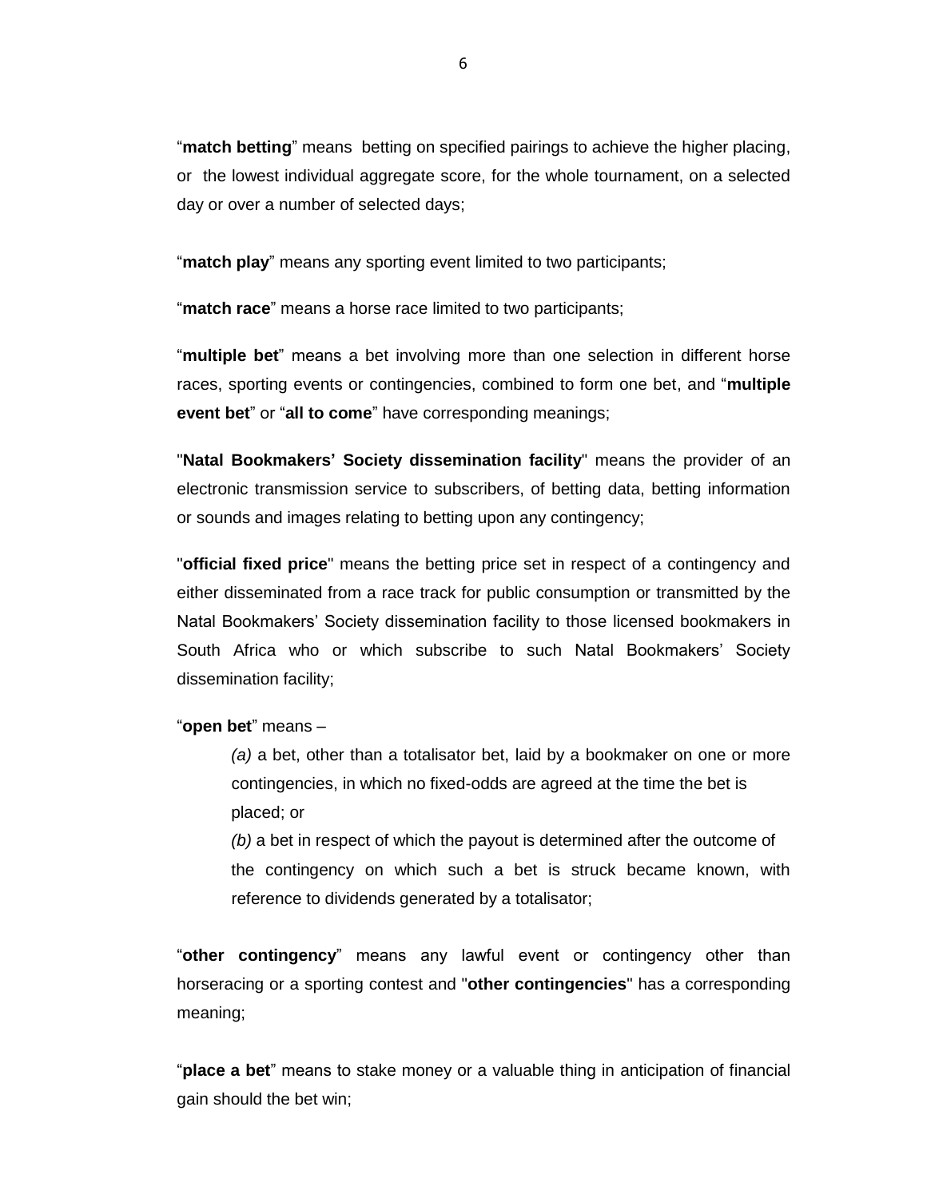“**match betting**” means betting on specified pairings to achieve the higher placing, or the lowest individual aggregate score, for the whole tournament, on a selected day or over a number of selected days;

“**match play**” means any sporting event limited to two participants;

“**match race**” means a horse race limited to two participants;

“**multiple bet**” means a bet involving more than one selection in different horse races, sporting events or contingencies, combined to form one bet, and “**multiple event bet**” or “**all to come**” have corresponding meanings;

"**Natal Bookmakers’ Society dissemination facility**" means the provider of an electronic transmission service to subscribers, of betting data, betting information or sounds and images relating to betting upon any contingency;

"**official fixed price**" means the betting price set in respect of a contingency and either disseminated from a race track for public consumption or transmitted by the Natal Bookmakers’ Society dissemination facility to those licensed bookmakers in South Africa who or which subscribe to such Natal Bookmakers’ Society dissemination facility;

“**open bet**” means –

> *(a)* a bet, other than a totalisator bet, laid by a bookmaker on one or more contingencies, in which no fixed-odds are agreed at the time the bet is placed; or
>
> *(b)* a bet in respect of which the payout is determined after the outcome of the contingency on which such a bet is struck became known, with reference to dividends generated by a totalisator;

“**other contingency**” means any lawful event or contingency other than horseracing or a sporting contest and "**other contingencies**" has a corresponding meaning;

“**place a bet**” means to stake money or a valuable thing in anticipation of financial gain should the bet win;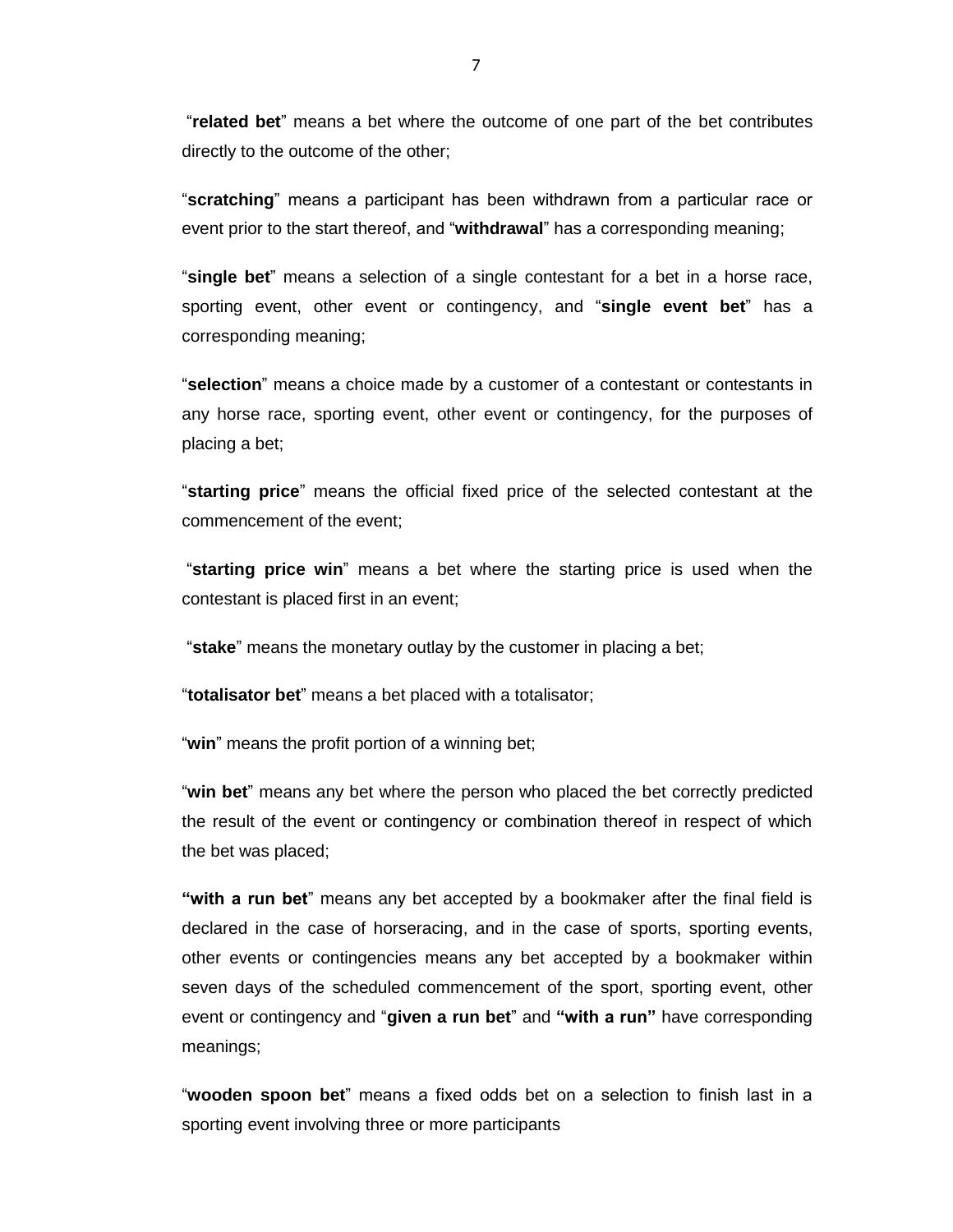"**related bet**" means a bet where the outcome of one part of the bet contributes directly to the outcome of the other;

"**scratching**" means a participant has been withdrawn from a particular race or event prior to the start thereof, and "**withdrawal**" has a corresponding meaning;

"**single bet**" means a selection of a single contestant for a bet in a horse race, sporting event, other event or contingency, and "**single event bet**" has a corresponding meaning;

"**selection**" means a choice made by a customer of a contestant or contestants in any horse race, sporting event, other event or contingency, for the purposes of placing a bet;

"**starting price**" means the official fixed price of the selected contestant at the commencement of the event;

"**starting price win**" means a bet where the starting price is used when the contestant is placed first in an event;

"**stake**" means the monetary outlay by the customer in placing a bet;

"**totalisator bet**" means a bet placed with a totalisator;

"**win**" means the profit portion of a winning bet;

"**win bet**" means any bet where the person who placed the bet correctly predicted the result of the event or contingency or combination thereof in respect of which the bet was placed;

**"with a run bet**" means any bet accepted by a bookmaker after the final field is declared in the case of horseracing, and in the case of sports, sporting events, other events or contingencies means any bet accepted by a bookmaker within seven days of the scheduled commencement of the sport, sporting event, other event or contingency and "**given a run bet**" and **"with a run"** have corresponding meanings;

"**wooden spoon bet**" means a fixed odds bet on a selection to finish last in a sporting event involving three or more participants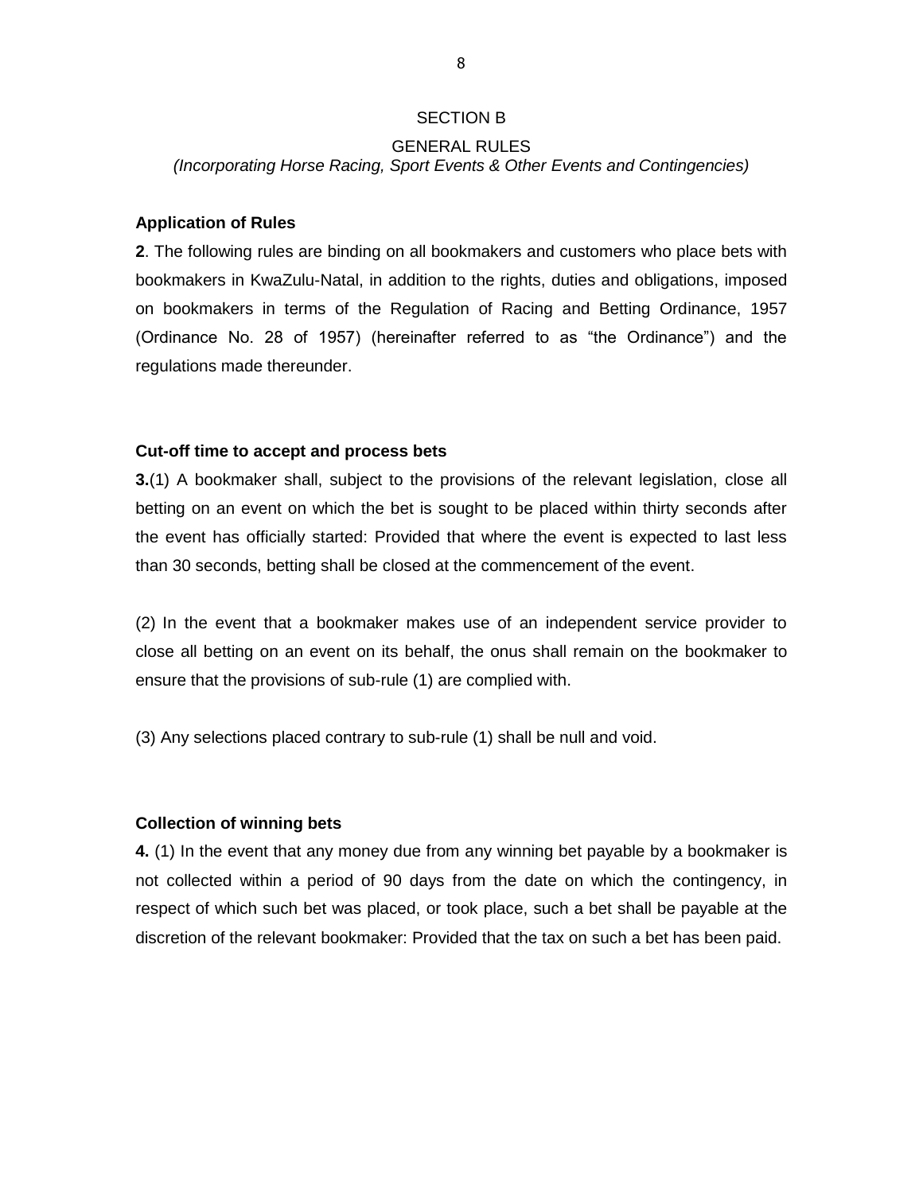## SECTION B

## GENERAL RULES

*(Incorporating Horse Racing, Sport Events & Other Events and Contingencies)*

**Application of Rules**

**2**. The following rules are binding on all bookmakers and customers who place bets with bookmakers in KwaZulu-Natal, in addition to the rights, duties and obligations, imposed on bookmakers in terms of the Regulation of Racing and Betting Ordinance, 1957 (Ordinance No. 28 of 1957) (hereinafter referred to as "the Ordinance") and the regulations made thereunder.

**Cut-off time to accept and process bets**

**3.**(1) A bookmaker shall, subject to the provisions of the relevant legislation, close all betting on an event on which the bet is sought to be placed within thirty seconds after the event has officially started: Provided that where the event is expected to last less than 30 seconds, betting shall be closed at the commencement of the event.

(2) In the event that a bookmaker makes use of an independent service provider to close all betting on an event on its behalf, the onus shall remain on the bookmaker to ensure that the provisions of sub-rule (1) are complied with.

(3) Any selections placed contrary to sub-rule (1) shall be null and void.

**Collection of winning bets**

**4.** (1) In the event that any money due from any winning bet payable by a bookmaker is not collected within a period of 90 days from the date on which the contingency, in respect of which such bet was placed, or took place, such a bet shall be payable at the discretion of the relevant bookmaker: Provided that the tax on such a bet has been paid.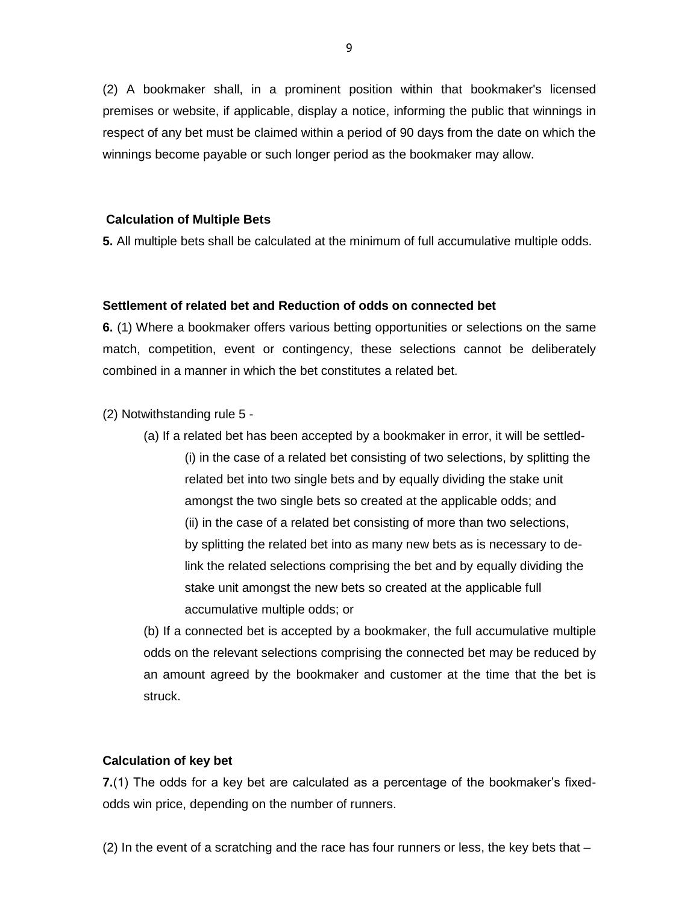(2) A bookmaker shall, in a prominent position within that bookmaker's licensed premises or website, if applicable, display a notice, informing the public that winnings in respect of any bet must be claimed within a period of 90 days from the date on which the winnings become payable or such longer period as the bookmaker may allow.

**Calculation of Multiple Bets**

**5.** All multiple bets shall be calculated at the minimum of full accumulative multiple odds.

**Settlement of related bet and Reduction of odds on connected bet**

**6.** (1) Where a bookmaker offers various betting opportunities or selections on the same match, competition, event or contingency, these selections cannot be deliberately combined in a manner in which the bet constitutes a related bet.

(2) Notwithstanding rule 5 -

(a) If a related bet has been accepted by a bookmaker in error, it will be settled-

(i) in the case of a related bet consisting of two selections, by splitting the related bet into two single bets and by equally dividing the stake unit amongst the two single bets so created at the applicable odds; and

(ii) in the case of a related bet consisting of more than two selections, by splitting the related bet into as many new bets as is necessary to de-link the related selections comprising the bet and by equally dividing the stake unit amongst the new bets so created at the applicable full accumulative multiple odds; or

(b) If a connected bet is accepted by a bookmaker, the full accumulative multiple odds on the relevant selections comprising the connected bet may be reduced by an amount agreed by the bookmaker and customer at the time that the bet is struck.

**Calculation of key bet**

**7.**(1) The odds for a key bet are calculated as a percentage of the bookmaker's fixed-odds win price, depending on the number of runners.

(2) In the event of a scratching and the race has four runners or less, the key bets that –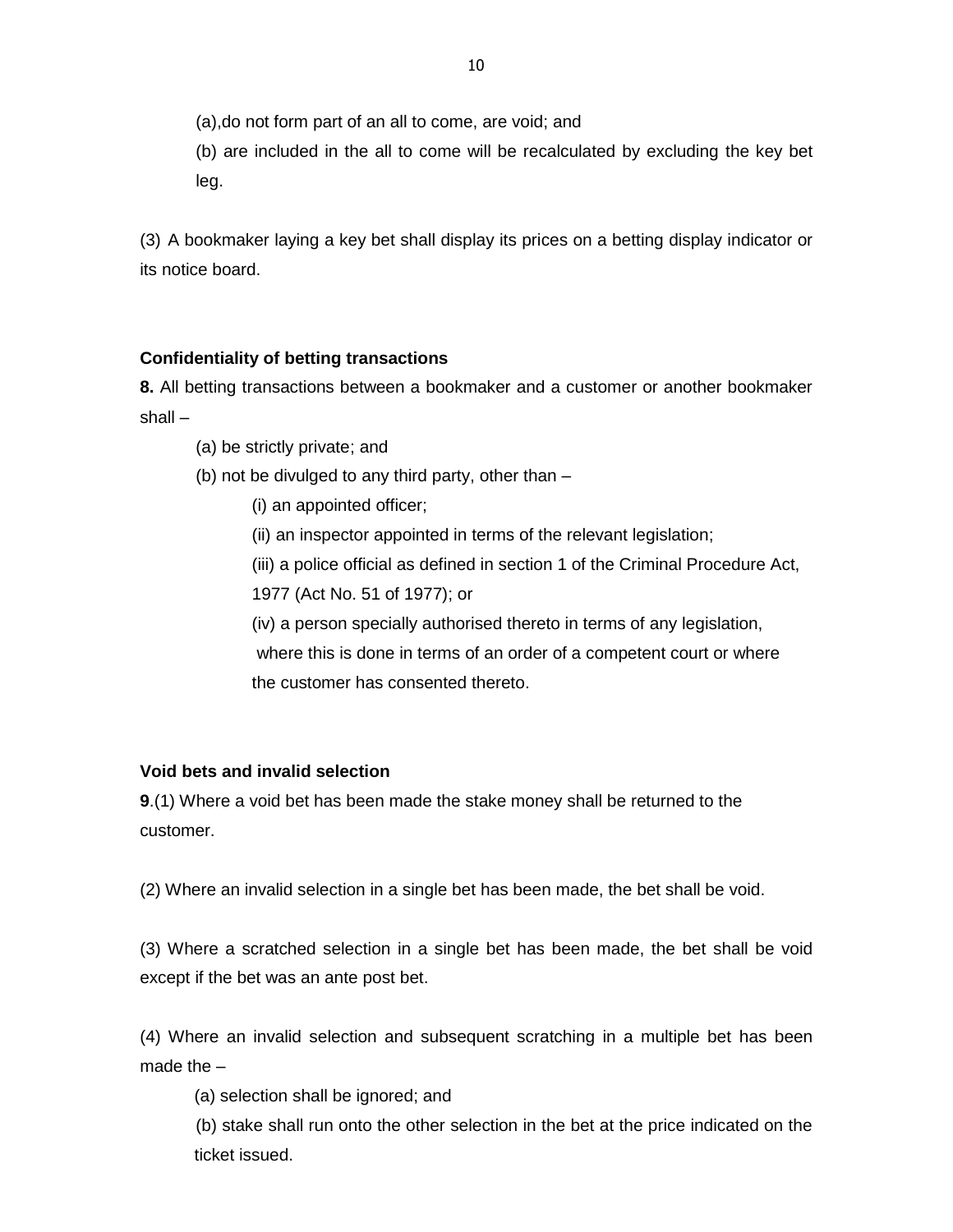(a),do not form part of an all to come, are void; and

(b) are included in the all to come will be recalculated by excluding the key bet leg.

(3) A bookmaker laying a key bet shall display its prices on a betting display indicator or its notice board.

**Confidentiality of betting transactions**

**8.** All betting transactions between a bookmaker and a customer or another bookmaker shall –

(a) be strictly private; and

(b) not be divulged to any third party, other than –

(i) an appointed officer;

(ii) an inspector appointed in terms of the relevant legislation;

(iii) a police official as defined in section 1 of the Criminal Procedure Act, 1977 (Act No. 51 of 1977); or

(iv) a person specially authorised thereto in terms of any legislation, where this is done in terms of an order of a competent court or where the customer has consented thereto.

**Void bets and invalid selection**

**9**.(1) Where a void bet has been made the stake money shall be returned to the customer.

(2) Where an invalid selection in a single bet has been made, the bet shall be void.

(3) Where a scratched selection in a single bet has been made, the bet shall be void except if the bet was an ante post bet.

(4) Where an invalid selection and subsequent scratching in a multiple bet has been made the –

(a) selection shall be ignored; and

(b) stake shall run onto the other selection in the bet at the price indicated on the ticket issued.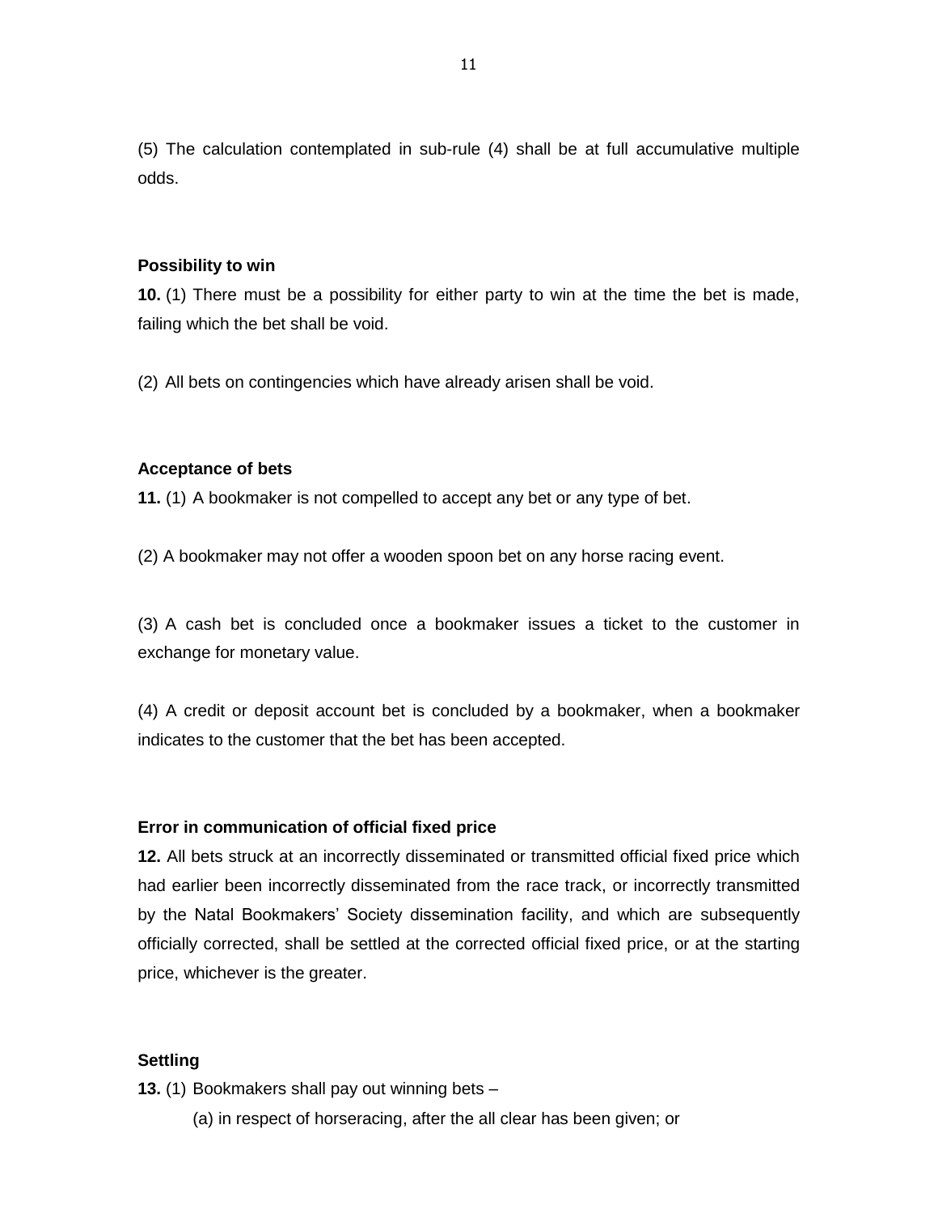(5) The calculation contemplated in sub-rule (4) shall be at full accumulative multiple odds.

**Possibility to win**

**10.** (1) There must be a possibility for either party to win at the time the bet is made, failing which the bet shall be void.

(2) All bets on contingencies which have already arisen shall be void.

**Acceptance of bets**

**11.** (1) A bookmaker is not compelled to accept any bet or any type of bet.

(2) A bookmaker may not offer a wooden spoon bet on any horse racing event.

(3) A cash bet is concluded once a bookmaker issues a ticket to the customer in exchange for monetary value.

(4) A credit or deposit account bet is concluded by a bookmaker, when a bookmaker indicates to the customer that the bet has been accepted.

**Error in communication of official fixed price**

**12.** All bets struck at an incorrectly disseminated or transmitted official fixed price which had earlier been incorrectly disseminated from the race track, or incorrectly transmitted by the Natal Bookmakers' Society dissemination facility, and which are subsequently officially corrected, shall be settled at the corrected official fixed price, or at the starting price, whichever is the greater.

**Settling**

**13.** (1) Bookmakers shall pay out winning bets –

(a) in respect of horseracing, after the all clear has been given; or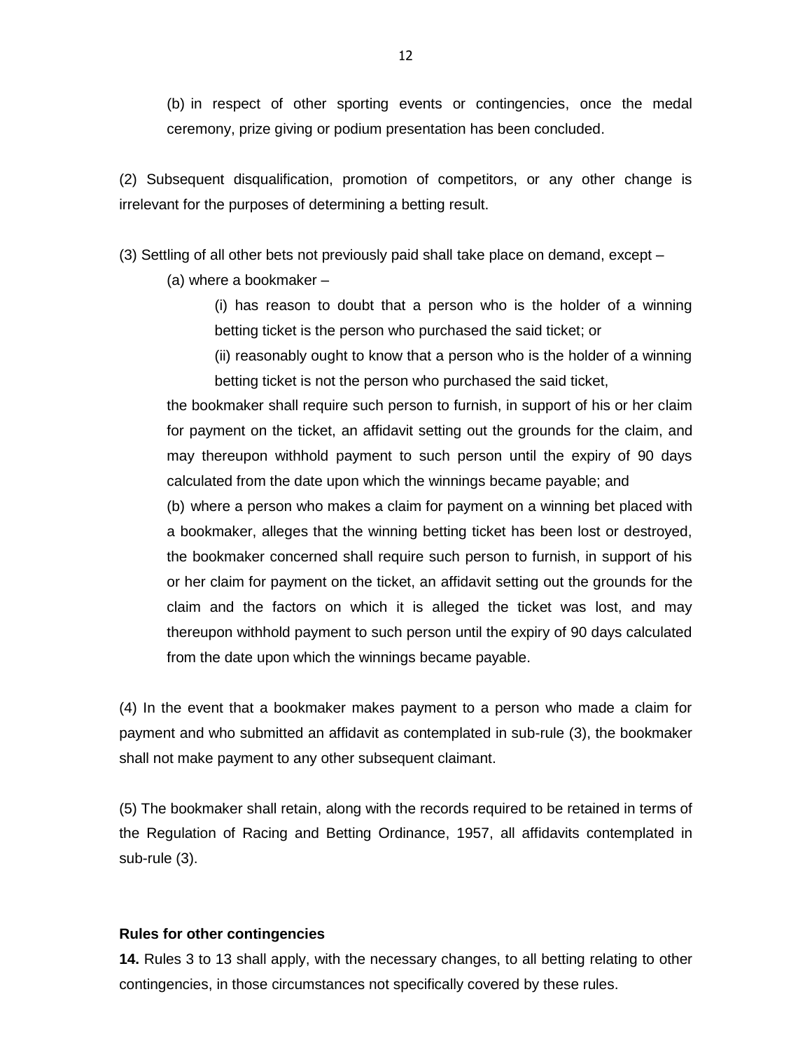(b) in respect of other sporting events or contingencies, once the medal ceremony, prize giving or podium presentation has been concluded.

(2) Subsequent disqualification, promotion of competitors, or any other change is irrelevant for the purposes of determining a betting result.

(3) Settling of all other bets not previously paid shall take place on demand, except –

(a) where a bookmaker –

(i) has reason to doubt that a person who is the holder of a winning betting ticket is the person who purchased the said ticket; or

(ii) reasonably ought to know that a person who is the holder of a winning betting ticket is not the person who purchased the said ticket,

the bookmaker shall require such person to furnish, in support of his or her claim for payment on the ticket, an affidavit setting out the grounds for the claim, and may thereupon withhold payment to such person until the expiry of 90 days calculated from the date upon which the winnings became payable; and

(b) where a person who makes a claim for payment on a winning bet placed with a bookmaker, alleges that the winning betting ticket has been lost or destroyed, the bookmaker concerned shall require such person to furnish, in support of his or her claim for payment on the ticket, an affidavit setting out the grounds for the claim and the factors on which it is alleged the ticket was lost, and may thereupon withhold payment to such person until the expiry of 90 days calculated from the date upon which the winnings became payable.

(4) In the event that a bookmaker makes payment to a person who made a claim for payment and who submitted an affidavit as contemplated in sub-rule (3), the bookmaker shall not make payment to any other subsequent claimant.

(5) The bookmaker shall retain, along with the records required to be retained in terms of the Regulation of Racing and Betting Ordinance, 1957, all affidavits contemplated in sub-rule (3).

**Rules for other contingencies**

**14.** Rules 3 to 13 shall apply, with the necessary changes, to all betting relating to other contingencies, in those circumstances not specifically covered by these rules.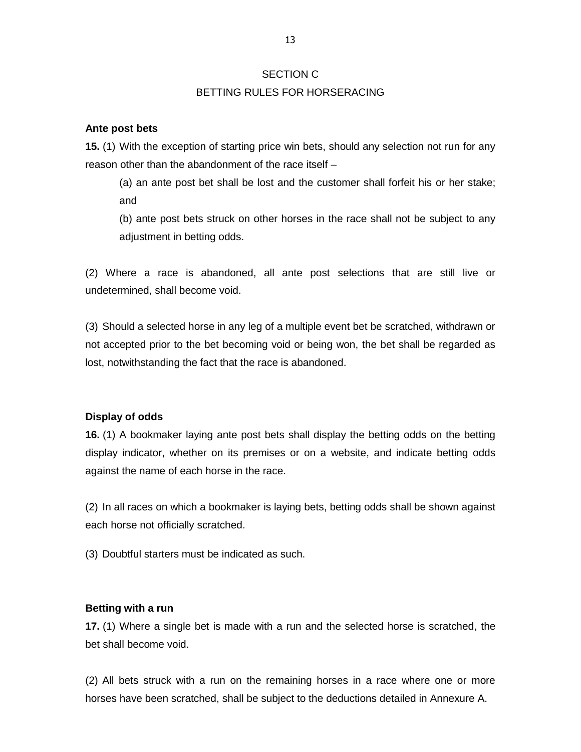## SECTION C

## BETTING RULES FOR HORSERACING

**Ante post bets**

**15.** (1) With the exception of starting price win bets, should any selection not run for any reason other than the abandonment of the race itself –

> (a) an ante post bet shall be lost and the customer shall forfeit his or her stake; and
>
> (b) ante post bets struck on other horses in the race shall not be subject to any adjustment in betting odds.

(2) Where a race is abandoned, all ante post selections that are still live or undetermined, shall become void.

(3) Should a selected horse in any leg of a multiple event bet be scratched, withdrawn or not accepted prior to the bet becoming void or being won, the bet shall be regarded as lost, notwithstanding the fact that the race is abandoned.

**Display of odds**

**16.** (1) A bookmaker laying ante post bets shall display the betting odds on the betting display indicator, whether on its premises or on a website, and indicate betting odds against the name of each horse in the race.

(2) In all races on which a bookmaker is laying bets, betting odds shall be shown against each horse not officially scratched.

(3) Doubtful starters must be indicated as such.

**Betting with a run**

**17.** (1) Where a single bet is made with a run and the selected horse is scratched, the bet shall become void.

(2) All bets struck with a run on the remaining horses in a race where one or more horses have been scratched, shall be subject to the deductions detailed in Annexure A.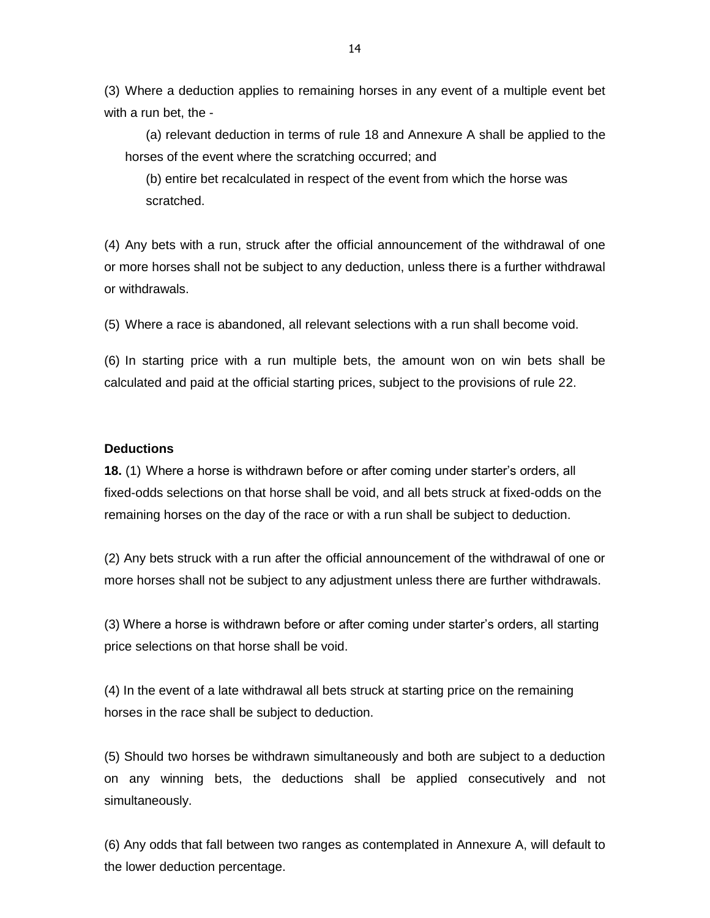(3) Where a deduction applies to remaining horses in any event of a multiple event bet with a run bet, the -

(a) relevant deduction in terms of rule 18 and Annexure A shall be applied to the horses of the event where the scratching occurred; and

(b) entire bet recalculated in respect of the event from which the horse was scratched.

(4) Any bets with a run, struck after the official announcement of the withdrawal of one or more horses shall not be subject to any deduction, unless there is a further withdrawal or withdrawals.

(5) Where a race is abandoned, all relevant selections with a run shall become void.

(6) In starting price with a run multiple bets, the amount won on win bets shall be calculated and paid at the official starting prices, subject to the provisions of rule 22.

**Deductions**

**18.** (1) Where a horse is withdrawn before or after coming under starter's orders, all fixed-odds selections on that horse shall be void, and all bets struck at fixed-odds on the remaining horses on the day of the race or with a run shall be subject to deduction.

(2) Any bets struck with a run after the official announcement of the withdrawal of one or more horses shall not be subject to any adjustment unless there are further withdrawals.

(3) Where a horse is withdrawn before or after coming under starter's orders, all starting price selections on that horse shall be void.

(4) In the event of a late withdrawal all bets struck at starting price on the remaining horses in the race shall be subject to deduction.

(5) Should two horses be withdrawn simultaneously and both are subject to a deduction on any winning bets, the deductions shall be applied consecutively and not simultaneously.

(6) Any odds that fall between two ranges as contemplated in Annexure A, will default to the lower deduction percentage.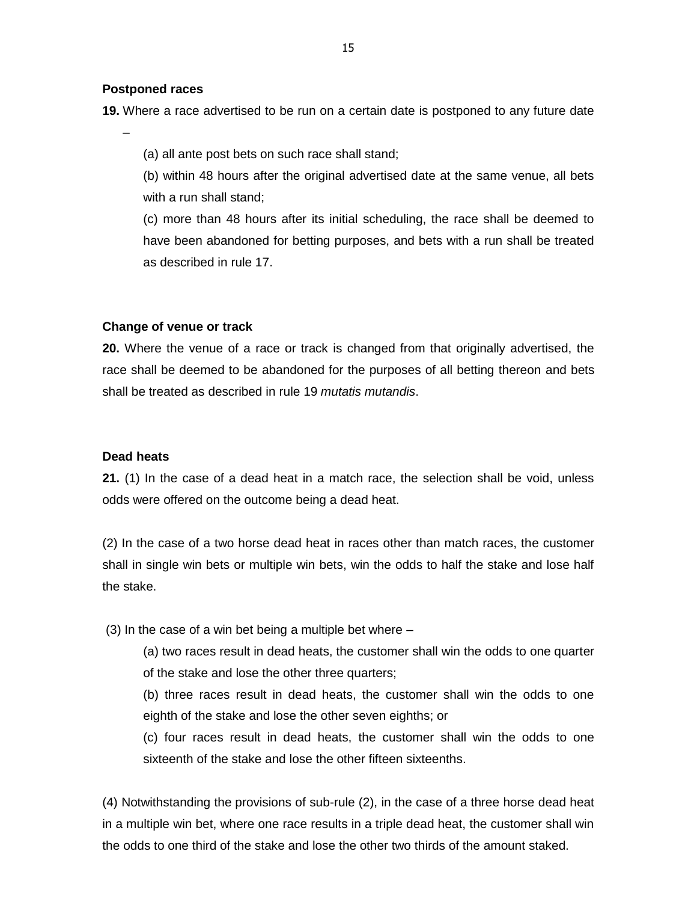**Postponed races**

**19.** Where a race advertised to be run on a certain date is postponed to any future date –

(a) all ante post bets on such race shall stand;

(b) within 48 hours after the original advertised date at the same venue, all bets with a run shall stand;

(c) more than 48 hours after its initial scheduling, the race shall be deemed to have been abandoned for betting purposes, and bets with a run shall be treated as described in rule 17.

**Change of venue or track**

**20.** Where the venue of a race or track is changed from that originally advertised, the race shall be deemed to be abandoned for the purposes of all betting thereon and bets shall be treated as described in rule 19 *mutatis mutandis*.

**Dead heats**

**21.** (1) In the case of a dead heat in a match race, the selection shall be void, unless odds were offered on the outcome being a dead heat.

(2) In the case of a two horse dead heat in races other than match races, the customer shall in single win bets or multiple win bets, win the odds to half the stake and lose half the stake.

(3) In the case of a win bet being a multiple bet where –

(a) two races result in dead heats, the customer shall win the odds to one quarter of the stake and lose the other three quarters;

(b) three races result in dead heats, the customer shall win the odds to one eighth of the stake and lose the other seven eighths; or

(c) four races result in dead heats, the customer shall win the odds to one sixteenth of the stake and lose the other fifteen sixteenths.

(4) Notwithstanding the provisions of sub-rule (2), in the case of a three horse dead heat in a multiple win bet, where one race results in a triple dead heat, the customer shall win the odds to one third of the stake and lose the other two thirds of the amount staked.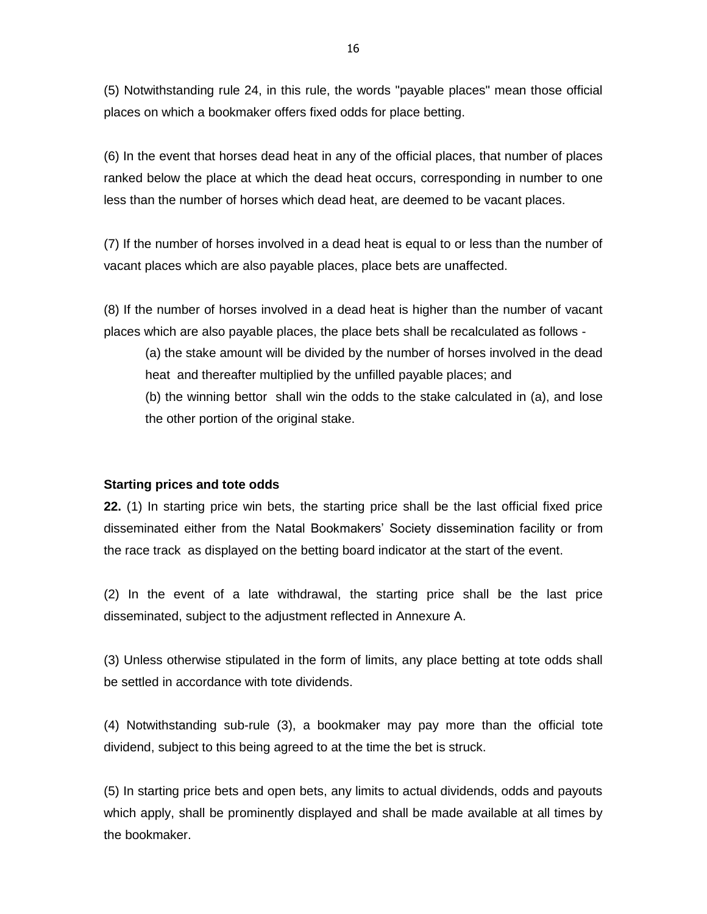(5) Notwithstanding rule 24, in this rule, the words "payable places" mean those official places on which a bookmaker offers fixed odds for place betting.

(6) In the event that horses dead heat in any of the official places, that number of places ranked below the place at which the dead heat occurs, corresponding in number to one less than the number of horses which dead heat, are deemed to be vacant places.

(7) If the number of horses involved in a dead heat is equal to or less than the number of vacant places which are also payable places, place bets are unaffected.

(8) If the number of horses involved in a dead heat is higher than the number of vacant places which are also payable places, the place bets shall be recalculated as follows -

(a) the stake amount will be divided by the number of horses involved in the dead heat and thereafter multiplied by the unfilled payable places; and

(b) the winning bettor shall win the odds to the stake calculated in (a), and lose the other portion of the original stake.

**Starting prices and tote odds**

**22.** (1) In starting price win bets, the starting price shall be the last official fixed price disseminated either from the Natal Bookmakers' Society dissemination facility or from the race track as displayed on the betting board indicator at the start of the event.

(2) In the event of a late withdrawal, the starting price shall be the last price disseminated, subject to the adjustment reflected in Annexure A.

(3) Unless otherwise stipulated in the form of limits, any place betting at tote odds shall be settled in accordance with tote dividends.

(4) Notwithstanding sub-rule (3), a bookmaker may pay more than the official tote dividend, subject to this being agreed to at the time the bet is struck.

(5) In starting price bets and open bets, any limits to actual dividends, odds and payouts which apply, shall be prominently displayed and shall be made available at all times by the bookmaker.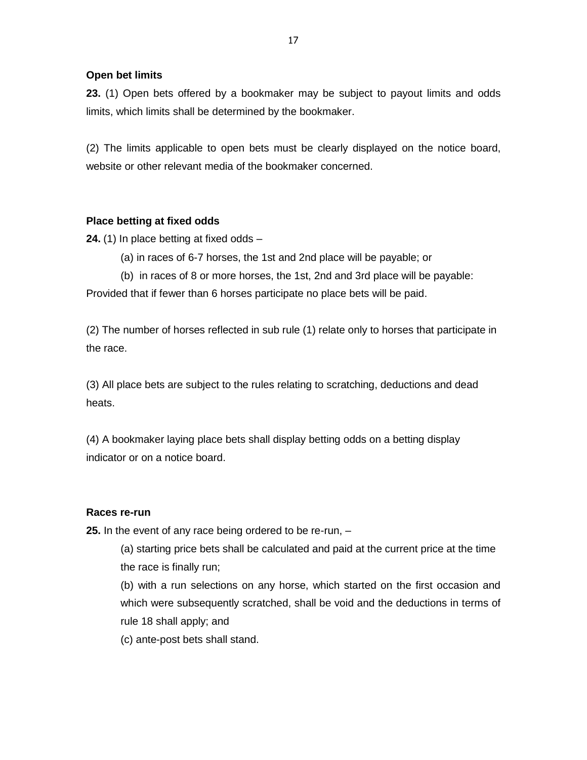**Open bet limits**

**23.** (1) Open bets offered by a bookmaker may be subject to payout limits and odds limits, which limits shall be determined by the bookmaker.

(2) The limits applicable to open bets must be clearly displayed on the notice board, website or other relevant media of the bookmaker concerned.

**Place betting at fixed odds**

**24.** (1) In place betting at fixed odds –

(a) in races of 6-7 horses, the 1st and 2nd place will be payable; or

(b) in races of 8 or more horses, the 1st, 2nd and 3rd place will be payable:

Provided that if fewer than 6 horses participate no place bets will be paid.

(2) The number of horses reflected in sub rule (1) relate only to horses that participate in the race.

(3) All place bets are subject to the rules relating to scratching, deductions and dead heats.

(4) A bookmaker laying place bets shall display betting odds on a betting display indicator or on a notice board.

**Races re-run**

**25.** In the event of any race being ordered to be re-run, –

(a) starting price bets shall be calculated and paid at the current price at the time the race is finally run;

(b) with a run selections on any horse, which started on the first occasion and which were subsequently scratched, shall be void and the deductions in terms of rule 18 shall apply; and

(c) ante-post bets shall stand.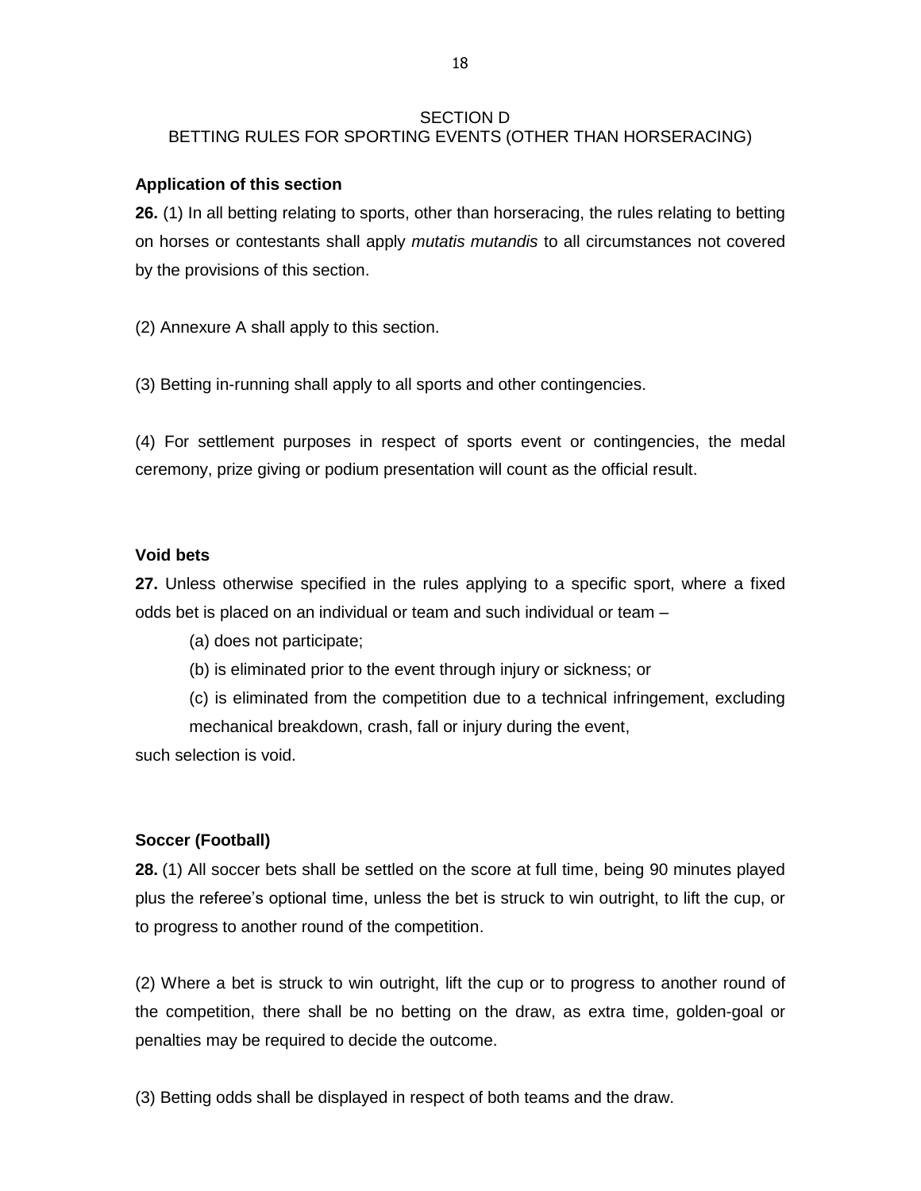## SECTION D
## BETTING RULES FOR SPORTING EVENTS (OTHER THAN HORSERACING)

**Application of this section**

**26.** (1) In all betting relating to sports, other than horseracing, the rules relating to betting on horses or contestants shall apply *mutatis mutandis* to all circumstances not covered by the provisions of this section.

(2) Annexure A shall apply to this section.

(3) Betting in-running shall apply to all sports and other contingencies.

(4) For settlement purposes in respect of sports event or contingencies, the medal ceremony, prize giving or podium presentation will count as the official result.

**Void bets**

**27.** Unless otherwise specified in the rules applying to a specific sport, where a fixed odds bet is placed on an individual or team and such individual or team –

(a) does not participate;

(b) is eliminated prior to the event through injury or sickness; or

(c) is eliminated from the competition due to a technical infringement, excluding mechanical breakdown, crash, fall or injury during the event,

such selection is void.

**Soccer (Football)**

**28.** (1) All soccer bets shall be settled on the score at full time, being 90 minutes played plus the referee's optional time, unless the bet is struck to win outright, to lift the cup, or to progress to another round of the competition.

(2) Where a bet is struck to win outright, lift the cup or to progress to another round of the competition, there shall be no betting on the draw, as extra time, golden-goal or penalties may be required to decide the outcome.

(3) Betting odds shall be displayed in respect of both teams and the draw.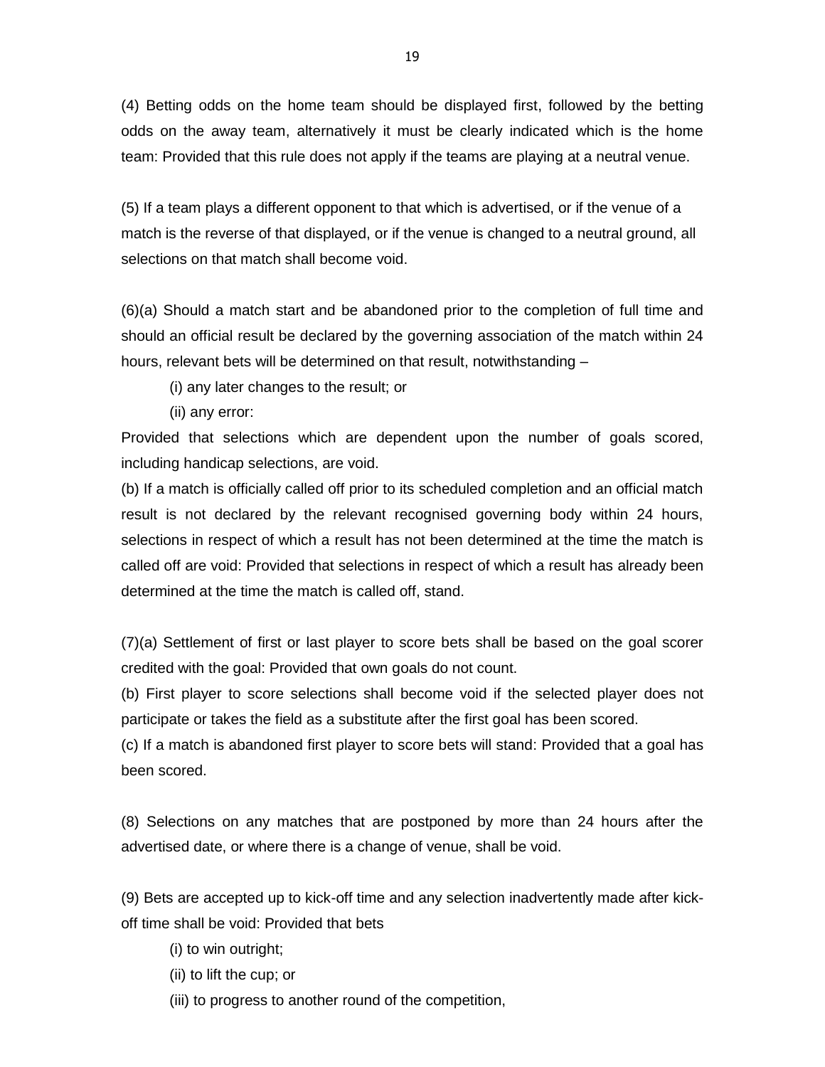(4) Betting odds on the home team should be displayed first, followed by the betting odds on the away team, alternatively it must be clearly indicated which is the home team: Provided that this rule does not apply if the teams are playing at a neutral venue.

(5) If a team plays a different opponent to that which is advertised, or if the venue of a match is the reverse of that displayed, or if the venue is changed to a neutral ground, all selections on that match shall become void.

(6)(a) Should a match start and be abandoned prior to the completion of full time and should an official result be declared by the governing association of the match within 24 hours, relevant bets will be determined on that result, notwithstanding –

(i) any later changes to the result; or

(ii) any error:

Provided that selections which are dependent upon the number of goals scored, including handicap selections, are void.

(b) If a match is officially called off prior to its scheduled completion and an official match result is not declared by the relevant recognised governing body within 24 hours, selections in respect of which a result has not been determined at the time the match is called off are void: Provided that selections in respect of which a result has already been determined at the time the match is called off, stand.

(7)(a) Settlement of first or last player to score bets shall be based on the goal scorer credited with the goal: Provided that own goals do not count.

(b) First player to score selections shall become void if the selected player does not participate or takes the field as a substitute after the first goal has been scored.

(c) If a match is abandoned first player to score bets will stand: Provided that a goal has been scored.

(8) Selections on any matches that are postponed by more than 24 hours after the advertised date, or where there is a change of venue, shall be void.

(9) Bets are accepted up to kick-off time and any selection inadvertently made after kick-off time shall be void: Provided that bets

(i) to win outright;

(ii) to lift the cup; or

(iii) to progress to another round of the competition,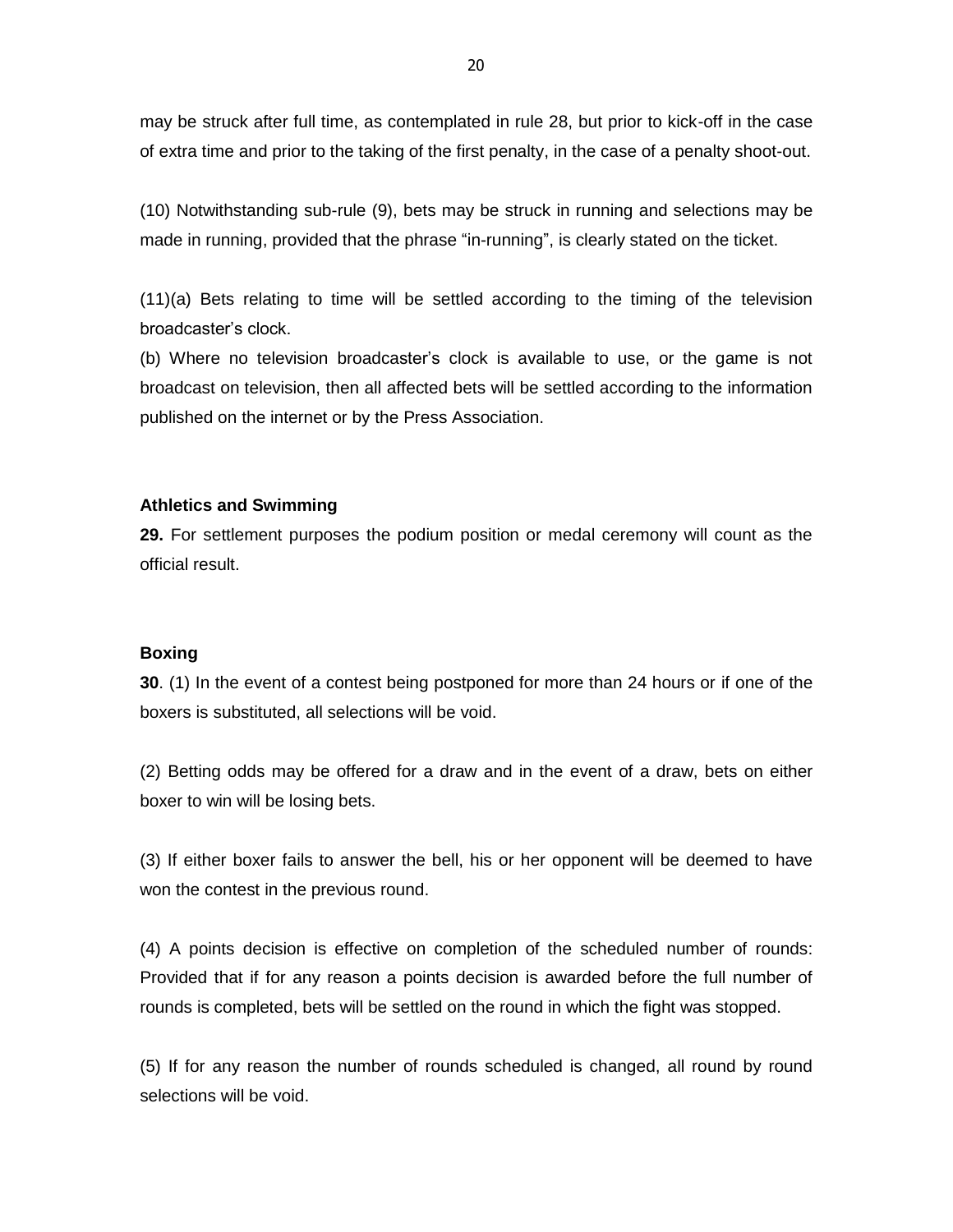may be struck after full time, as contemplated in rule 28, but prior to kick-off in the case of extra time and prior to the taking of the first penalty, in the case of a penalty shoot-out.

(10) Notwithstanding sub-rule (9), bets may be struck in running and selections may be made in running, provided that the phrase "in-running", is clearly stated on the ticket.

(11)(a) Bets relating to time will be settled according to the timing of the television broadcaster's clock.

(b) Where no television broadcaster's clock is available to use, or the game is not broadcast on television, then all affected bets will be settled according to the information published on the internet or by the Press Association.

**Athletics and Swimming**

**29.** For settlement purposes the podium position or medal ceremony will count as the official result.

**Boxing**

**30**. (1) In the event of a contest being postponed for more than 24 hours or if one of the boxers is substituted, all selections will be void.

(2) Betting odds may be offered for a draw and in the event of a draw, bets on either boxer to win will be losing bets.

(3) If either boxer fails to answer the bell, his or her opponent will be deemed to have won the contest in the previous round.

(4) A points decision is effective on completion of the scheduled number of rounds: Provided that if for any reason a points decision is awarded before the full number of rounds is completed, bets will be settled on the round in which the fight was stopped.

(5) If for any reason the number of rounds scheduled is changed, all round by round selections will be void.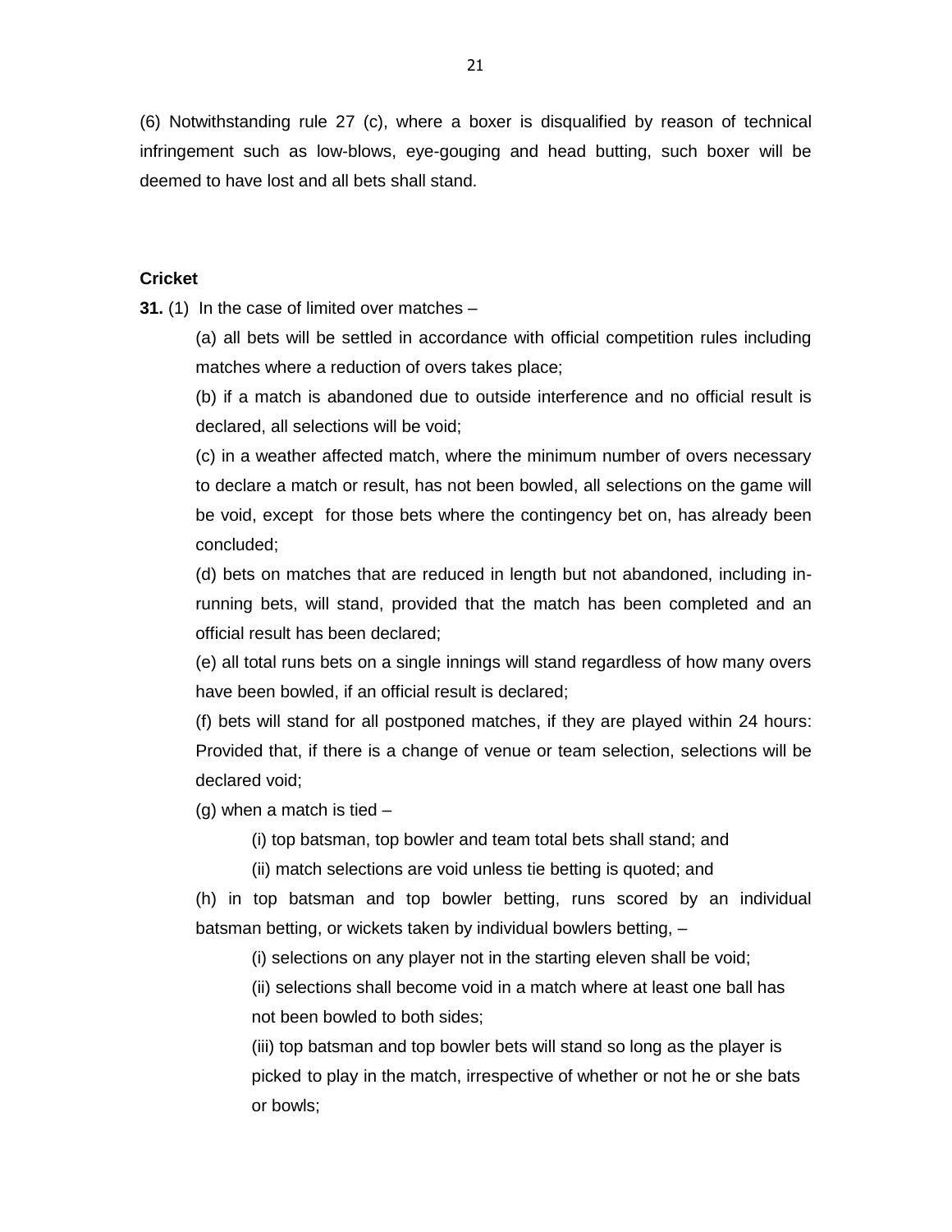(6) Notwithstanding rule 27 (c), where a boxer is disqualified by reason of technical infringement such as low-blows, eye-gouging and head butting, such boxer will be deemed to have lost and all bets shall stand.

**Cricket**

**31.** (1) In the case of limited over matches –

(a) all bets will be settled in accordance with official competition rules including matches where a reduction of overs takes place;

(b) if a match is abandoned due to outside interference and no official result is declared, all selections will be void;

(c) in a weather affected match, where the minimum number of overs necessary to declare a match or result, has not been bowled, all selections on the game will be void, except for those bets where the contingency bet on, has already been concluded;

(d) bets on matches that are reduced in length but not abandoned, including in-running bets, will stand, provided that the match has been completed and an official result has been declared;

(e) all total runs bets on a single innings will stand regardless of how many overs have been bowled, if an official result is declared;

(f) bets will stand for all postponed matches, if they are played within 24 hours: Provided that, if there is a change of venue or team selection, selections will be declared void;

(g) when a match is tied –

(i) top batsman, top bowler and team total bets shall stand; and

(ii) match selections are void unless tie betting is quoted; and

(h) in top batsman and top bowler betting, runs scored by an individual batsman betting, or wickets taken by individual bowlers betting, –

(i) selections on any player not in the starting eleven shall be void;

(ii) selections shall become void in a match where at least one ball has not been bowled to both sides;

(iii) top batsman and top bowler bets will stand so long as the player is picked to play in the match, irrespective of whether or not he or she bats or bowls;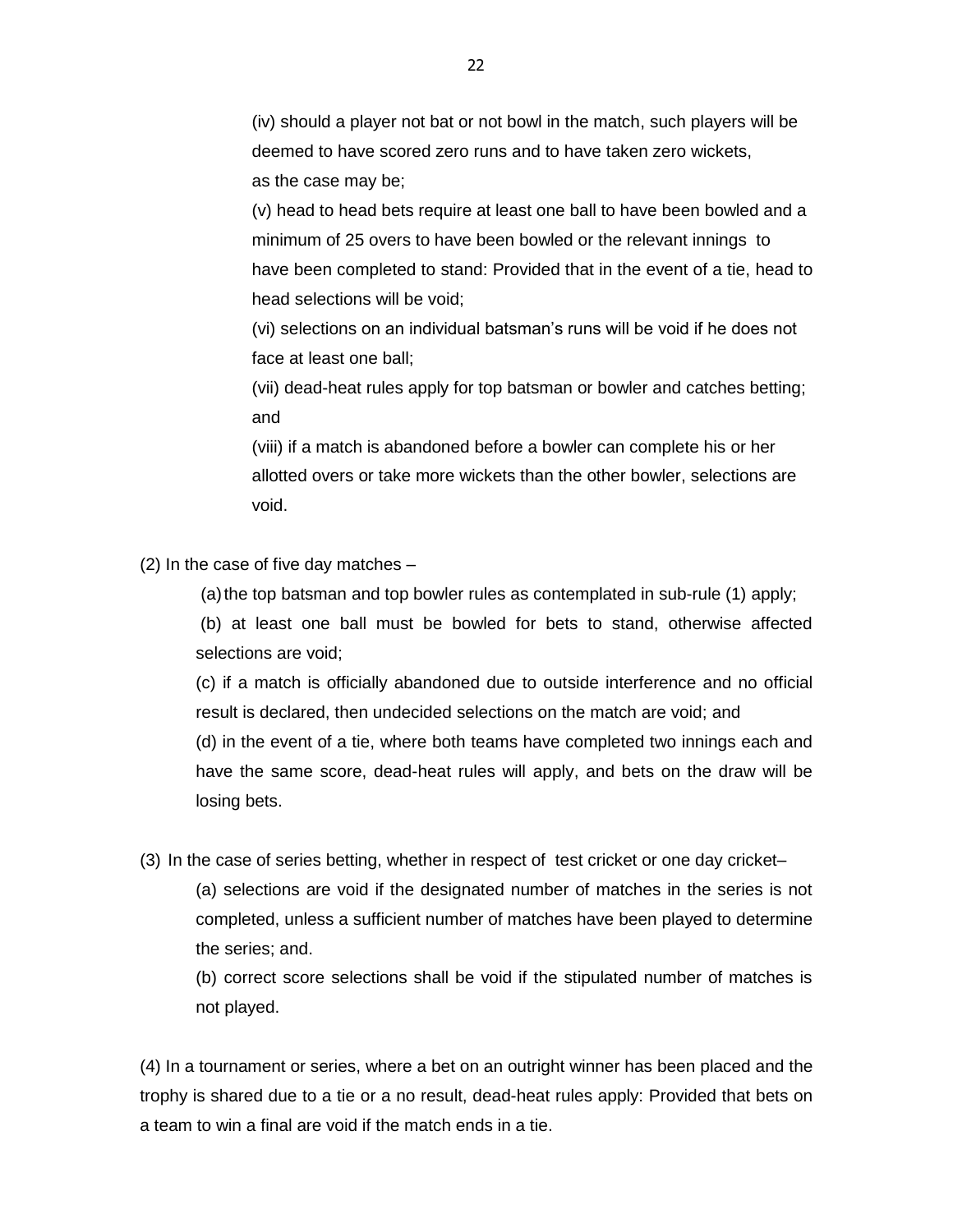(iv) should a player not bat or not bowl in the match, such players will be deemed to have scored zero runs and to have taken zero wickets, as the case may be;

(v) head to head bets require at least one ball to have been bowled and a minimum of 25 overs to have been bowled or the relevant innings to have been completed to stand: Provided that in the event of a tie, head to head selections will be void;

(vi) selections on an individual batsman's runs will be void if he does not face at least one ball;

(vii) dead-heat rules apply for top batsman or bowler and catches betting; and

(viii) if a match is abandoned before a bowler can complete his or her allotted overs or take more wickets than the other bowler, selections are void.

(2) In the case of five day matches –

(a) the top batsman and top bowler rules as contemplated in sub-rule (1) apply;

(b) at least one ball must be bowled for bets to stand, otherwise affected selections are void;

(c) if a match is officially abandoned due to outside interference and no official result is declared, then undecided selections on the match are void; and

(d) in the event of a tie, where both teams have completed two innings each and have the same score, dead-heat rules will apply, and bets on the draw will be losing bets.

(3) In the case of series betting, whether in respect of test cricket or one day cricket–

(a) selections are void if the designated number of matches in the series is not completed, unless a sufficient number of matches have been played to determine the series; and.

(b) correct score selections shall be void if the stipulated number of matches is not played.

(4) In a tournament or series, where a bet on an outright winner has been placed and the trophy is shared due to a tie or a no result, dead-heat rules apply: Provided that bets on a team to win a final are void if the match ends in a tie.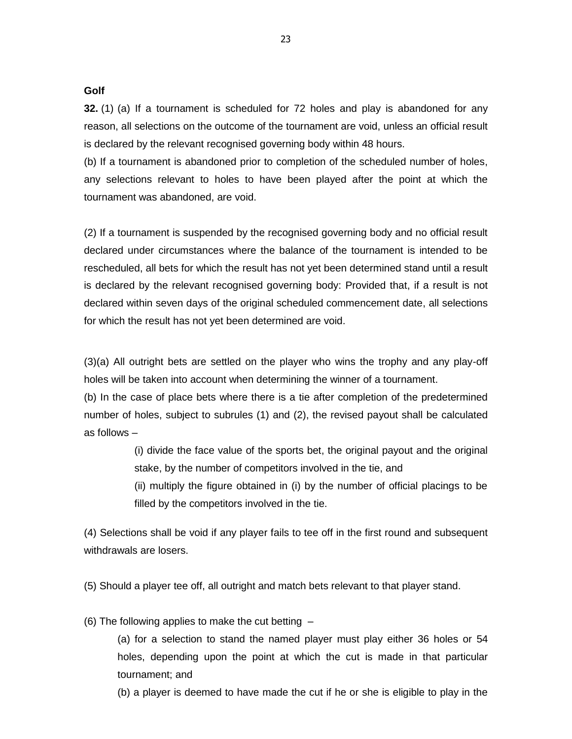**Golf**

**32.** (1) (a) If a tournament is scheduled for 72 holes and play is abandoned for any reason, all selections on the outcome of the tournament are void, unless an official result is declared by the relevant recognised governing body within 48 hours.

(b) If a tournament is abandoned prior to completion of the scheduled number of holes, any selections relevant to holes to have been played after the point at which the tournament was abandoned, are void.

(2) If a tournament is suspended by the recognised governing body and no official result declared under circumstances where the balance of the tournament is intended to be rescheduled, all bets for which the result has not yet been determined stand until a result is declared by the relevant recognised governing body: Provided that, if a result is not declared within seven days of the original scheduled commencement date, all selections for which the result has not yet been determined are void.

(3)(a) All outright bets are settled on the player who wins the trophy and any play-off holes will be taken into account when determining the winner of a tournament.

(b) In the case of place bets where there is a tie after completion of the predetermined number of holes, subject to subrules (1) and (2), the revised payout shall be calculated as follows –

(i) divide the face value of the sports bet, the original payout and the original stake, by the number of competitors involved in the tie, and

(ii) multiply the figure obtained in (i) by the number of official placings to be filled by the competitors involved in the tie.

(4) Selections shall be void if any player fails to tee off in the first round and subsequent withdrawals are losers.

(5) Should a player tee off, all outright and match bets relevant to that player stand.

(6) The following applies to make the cut betting –

(a) for a selection to stand the named player must play either 36 holes or 54 holes, depending upon the point at which the cut is made in that particular tournament; and

(b) a player is deemed to have made the cut if he or she is eligible to play in the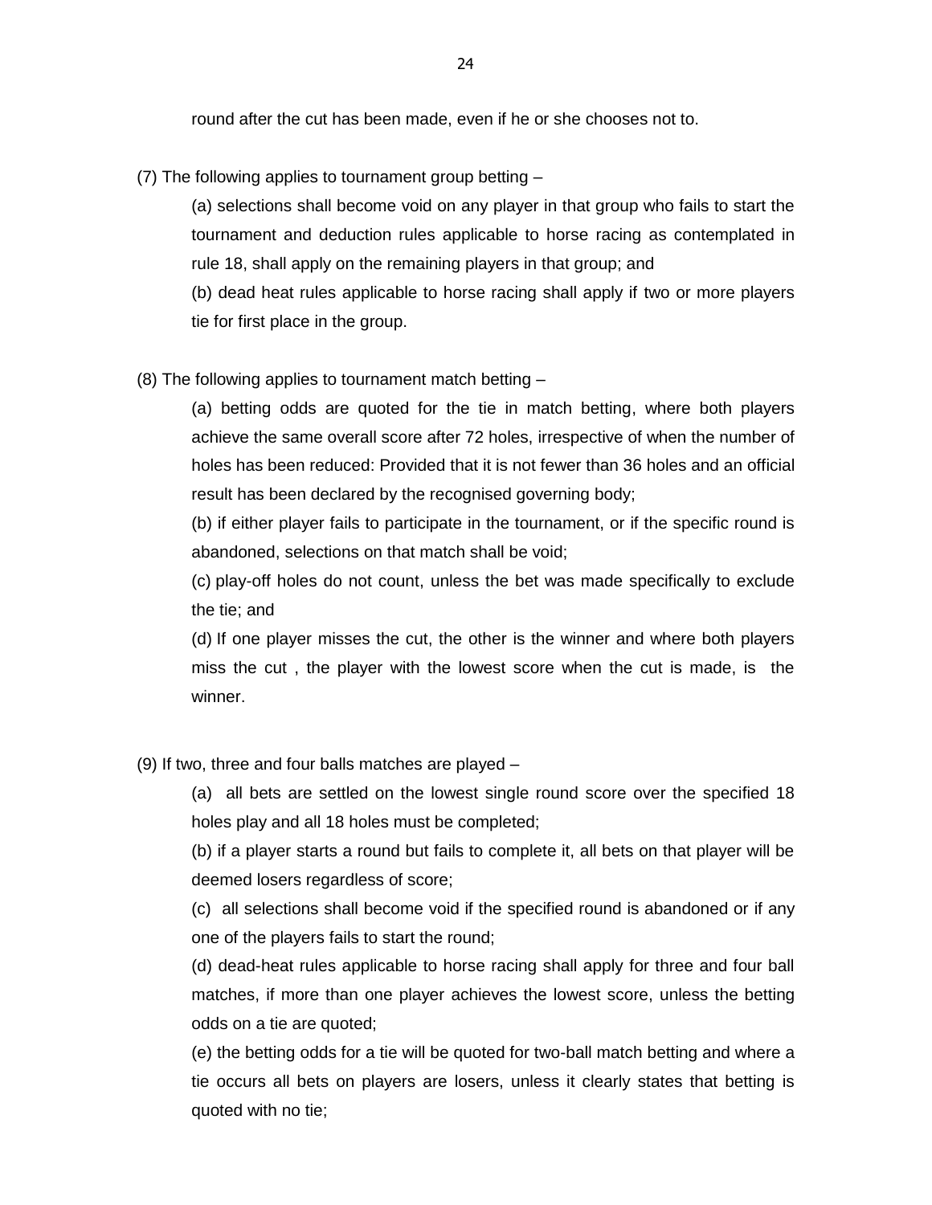round after the cut has been made, even if he or she chooses not to.

(7) The following applies to tournament group betting –

(a) selections shall become void on any player in that group who fails to start the tournament and deduction rules applicable to horse racing as contemplated in rule 18, shall apply on the remaining players in that group; and

(b) dead heat rules applicable to horse racing shall apply if two or more players tie for first place in the group.

(8) The following applies to tournament match betting –

(a) betting odds are quoted for the tie in match betting, where both players achieve the same overall score after 72 holes, irrespective of when the number of holes has been reduced: Provided that it is not fewer than 36 holes and an official result has been declared by the recognised governing body;

(b) if either player fails to participate in the tournament, or if the specific round is abandoned, selections on that match shall be void;

(c) play-off holes do not count, unless the bet was made specifically to exclude the tie; and

(d) If one player misses the cut, the other is the winner and where both players miss the cut , the player with the lowest score when the cut is made, is the winner.

(9) If two, three and four balls matches are played –

(a) all bets are settled on the lowest single round score over the specified 18 holes play and all 18 holes must be completed;

(b) if a player starts a round but fails to complete it, all bets on that player will be deemed losers regardless of score;

(c) all selections shall become void if the specified round is abandoned or if any one of the players fails to start the round;

(d) dead-heat rules applicable to horse racing shall apply for three and four ball matches, if more than one player achieves the lowest score, unless the betting odds on a tie are quoted;

(e) the betting odds for a tie will be quoted for two-ball match betting and where a tie occurs all bets on players are losers, unless it clearly states that betting is quoted with no tie;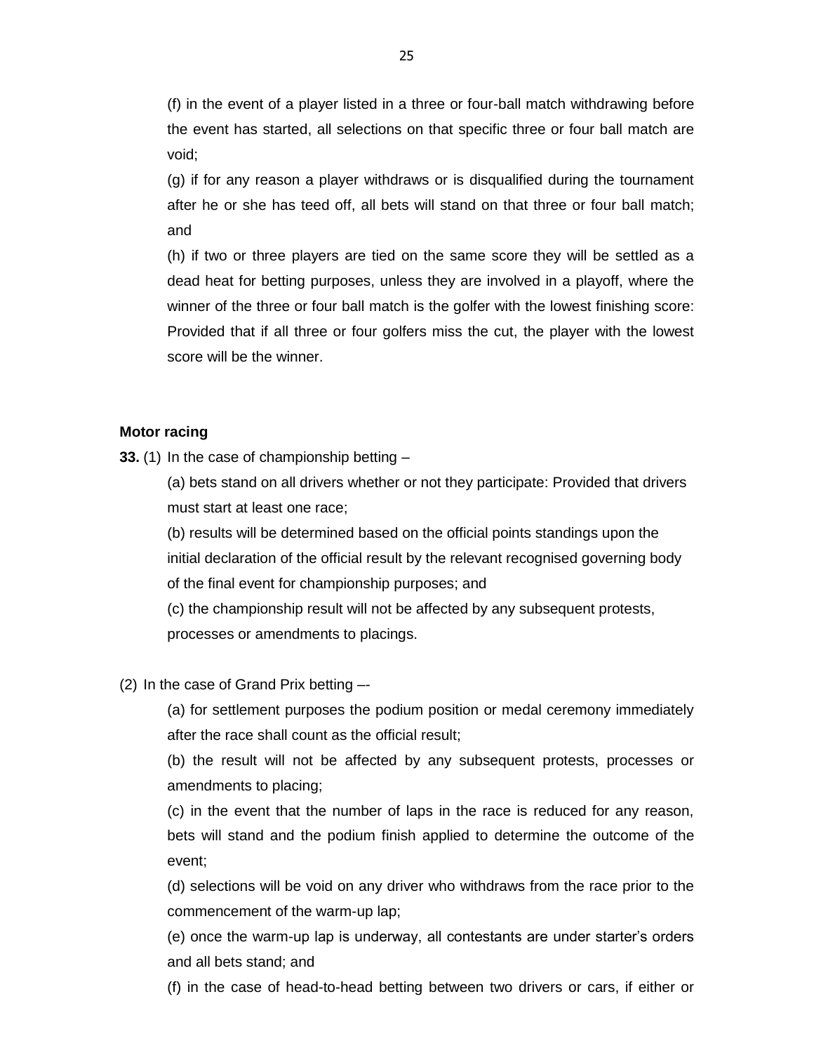(f) in the event of a player listed in a three or four-ball match withdrawing before the event has started, all selections on that specific three or four ball match are void;

(g) if for any reason a player withdraws or is disqualified during the tournament after he or she has teed off, all bets will stand on that three or four ball match; and

(h) if two or three players are tied on the same score they will be settled as a dead heat for betting purposes, unless they are involved in a playoff, where the winner of the three or four ball match is the golfer with the lowest finishing score: Provided that if all three or four golfers miss the cut, the player with the lowest score will be the winner.

**Motor racing**

**33.** (1) In the case of championship betting –

(a) bets stand on all drivers whether or not they participate: Provided that drivers must start at least one race;

(b) results will be determined based on the official points standings upon the initial declaration of the official result by the relevant recognised governing body of the final event for championship purposes; and

(c) the championship result will not be affected by any subsequent protests, processes or amendments to placings.

(2) In the case of Grand Prix betting –-

(a) for settlement purposes the podium position or medal ceremony immediately after the race shall count as the official result;

(b) the result will not be affected by any subsequent protests, processes or amendments to placing;

(c) in the event that the number of laps in the race is reduced for any reason, bets will stand and the podium finish applied to determine the outcome of the event;

(d) selections will be void on any driver who withdraws from the race prior to the commencement of the warm-up lap;

(e) once the warm-up lap is underway, all contestants are under starter's orders and all bets stand; and

(f) in the case of head-to-head betting between two drivers or cars, if either or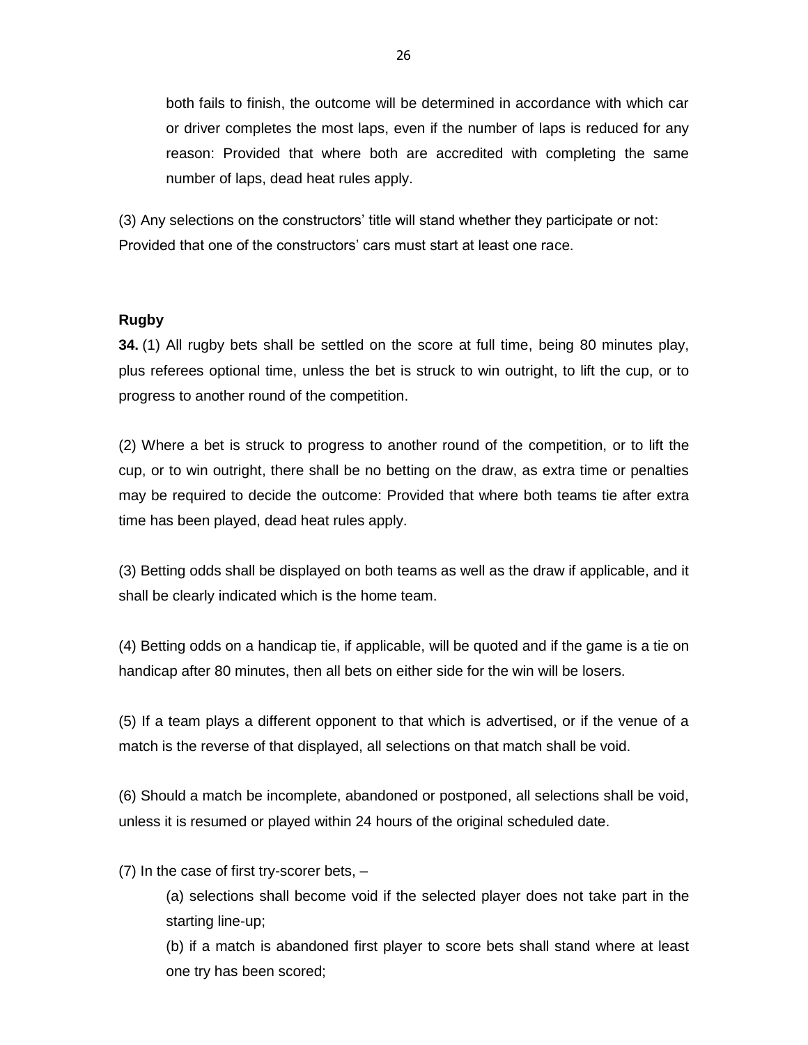both fails to finish, the outcome will be determined in accordance with which car or driver completes the most laps, even if the number of laps is reduced for any reason: Provided that where both are accredited with completing the same number of laps, dead heat rules apply.

(3) Any selections on the constructors' title will stand whether they participate or not: Provided that one of the constructors' cars must start at least one race.

### Rugby

**34.** (1) All rugby bets shall be settled on the score at full time, being 80 minutes play, plus referees optional time, unless the bet is struck to win outright, to lift the cup, or to progress to another round of the competition.

(2) Where a bet is struck to progress to another round of the competition, or to lift the cup, or to win outright, there shall be no betting on the draw, as extra time or penalties may be required to decide the outcome: Provided that where both teams tie after extra time has been played, dead heat rules apply.

(3) Betting odds shall be displayed on both teams as well as the draw if applicable, and it shall be clearly indicated which is the home team.

(4) Betting odds on a handicap tie, if applicable, will be quoted and if the game is a tie on handicap after 80 minutes, then all bets on either side for the win will be losers.

(5) If a team plays a different opponent to that which is advertised, or if the venue of a match is the reverse of that displayed, all selections on that match shall be void.

(6) Should a match be incomplete, abandoned or postponed, all selections shall be void, unless it is resumed or played within 24 hours of the original scheduled date.

(7) In the case of first try-scorer bets, –

(a) selections shall become void if the selected player does not take part in the starting line-up;

(b) if a match is abandoned first player to score bets shall stand where at least one try has been scored;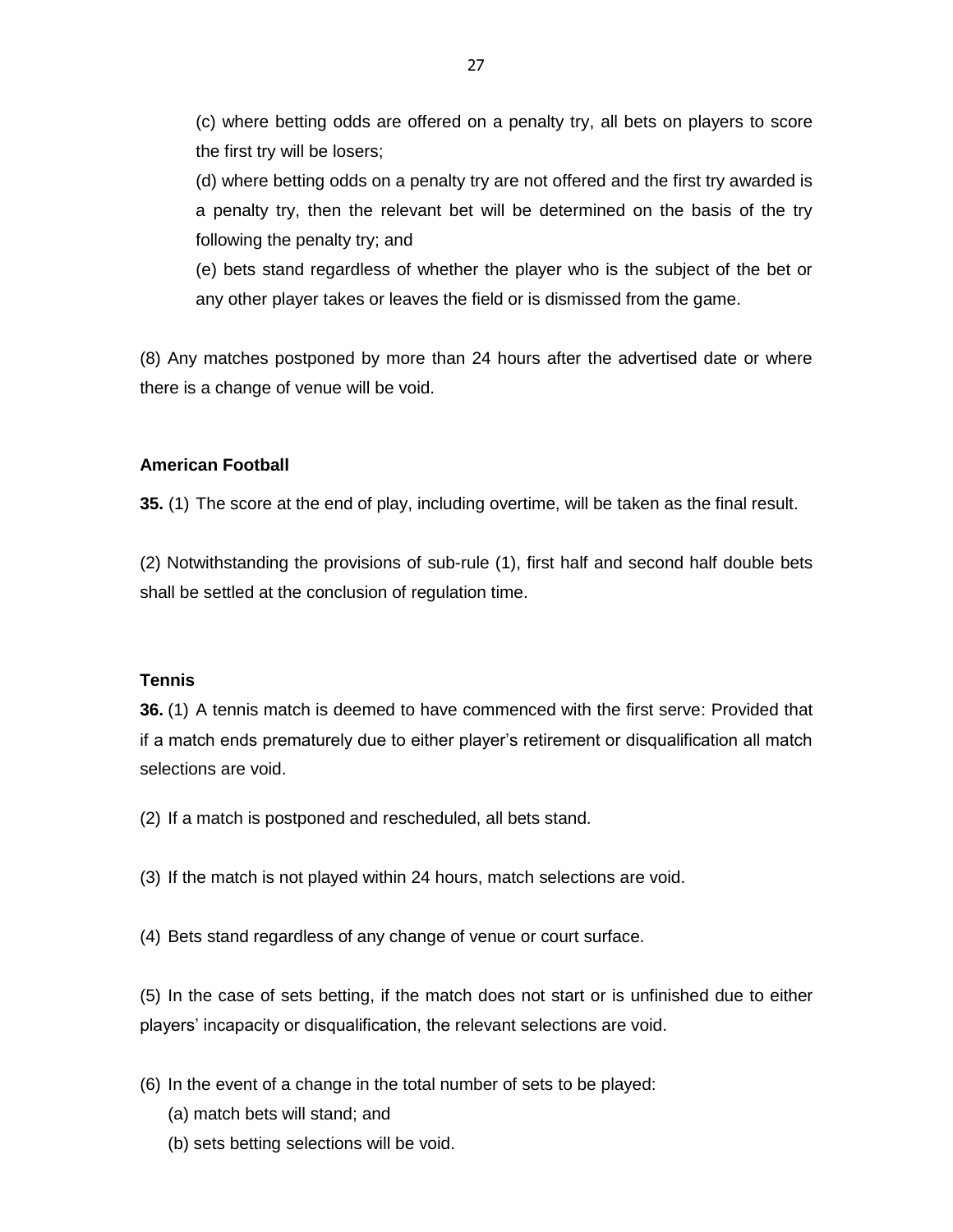(c) where betting odds are offered on a penalty try, all bets on players to score the first try will be losers;

(d) where betting odds on a penalty try are not offered and the first try awarded is a penalty try, then the relevant bet will be determined on the basis of the try following the penalty try; and

(e) bets stand regardless of whether the player who is the subject of the bet or any other player takes or leaves the field or is dismissed from the game.

(8) Any matches postponed by more than 24 hours after the advertised date or where there is a change of venue will be void.

**American Football**

**35.** (1) The score at the end of play, including overtime, will be taken as the final result.

(2) Notwithstanding the provisions of sub-rule (1), first half and second half double bets shall be settled at the conclusion of regulation time.

**Tennis**

**36.** (1) A tennis match is deemed to have commenced with the first serve: Provided that if a match ends prematurely due to either player's retirement or disqualification all match selections are void.

(2) If a match is postponed and rescheduled, all bets stand.

(3) If the match is not played within 24 hours, match selections are void.

(4) Bets stand regardless of any change of venue or court surface.

(5) In the case of sets betting, if the match does not start or is unfinished due to either players' incapacity or disqualification, the relevant selections are void.

(6) In the event of a change in the total number of sets to be played:

(a) match bets will stand; and

(b) sets betting selections will be void.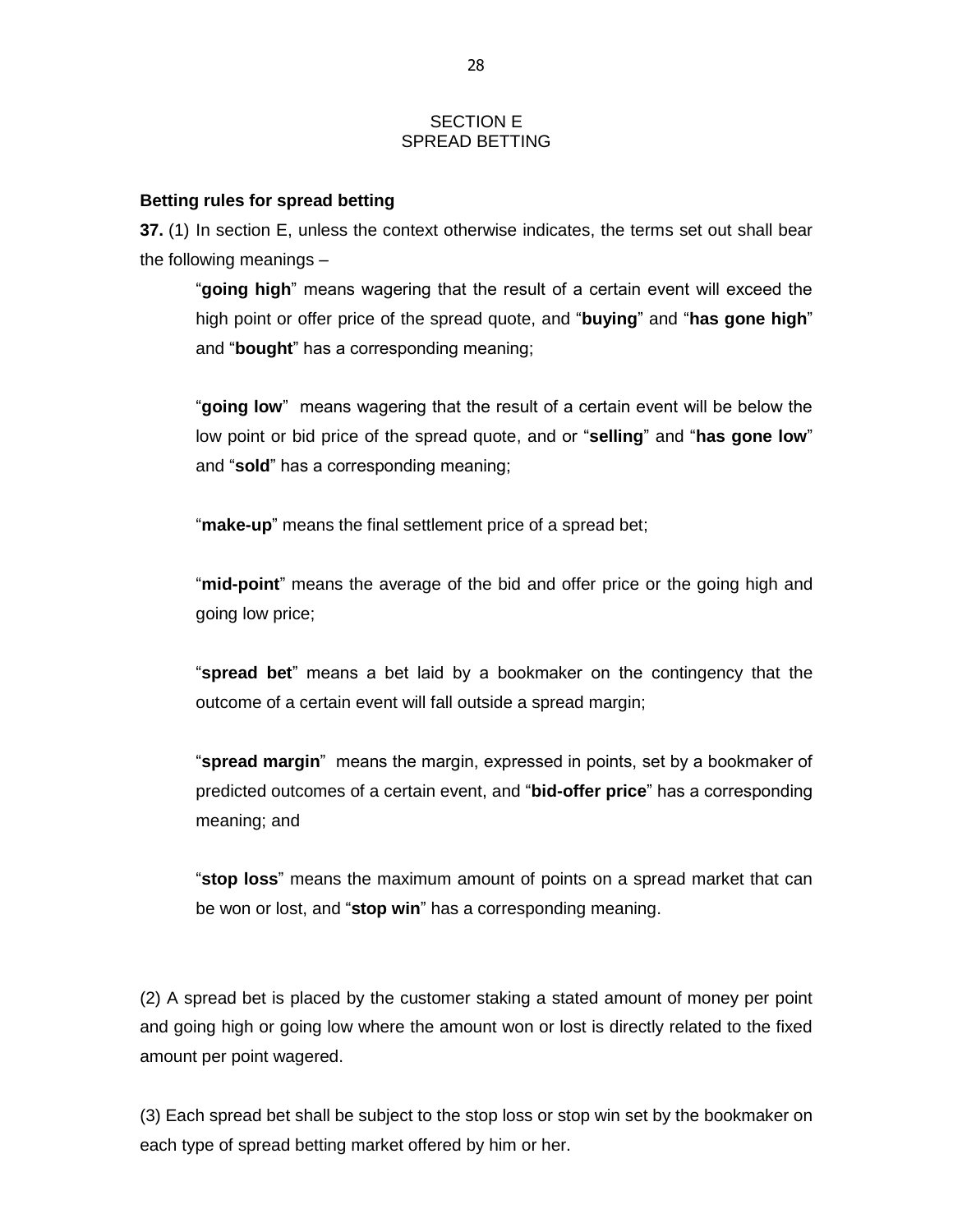## SECTION E
## SPREAD BETTING

**Betting rules for spread betting**

**37.** (1) In section E, unless the context otherwise indicates, the terms set out shall bear the following meanings –

> "**going high**" means wagering that the result of a certain event will exceed the high point or offer price of the spread quote, and "**buying**" and "**has gone high**" and "**bought**" has a corresponding meaning;
>
> "**going low**" means wagering that the result of a certain event will be below the low point or bid price of the spread quote, and or "**selling**" and "**has gone low**" and "**sold**" has a corresponding meaning;
>
> "**make-up**" means the final settlement price of a spread bet;
>
> "**mid-point**" means the average of the bid and offer price or the going high and going low price;
>
> "**spread bet**" means a bet laid by a bookmaker on the contingency that the outcome of a certain event will fall outside a spread margin;
>
> "**spread margin**" means the margin, expressed in points, set by a bookmaker of predicted outcomes of a certain event, and "**bid-offer price**" has a corresponding meaning; and
>
> "**stop loss**" means the maximum amount of points on a spread market that can be won or lost, and "**stop win**" has a corresponding meaning.

(2) A spread bet is placed by the customer staking a stated amount of money per point and going high or going low where the amount won or lost is directly related to the fixed amount per point wagered.

(3) Each spread bet shall be subject to the stop loss or stop win set by the bookmaker on each type of spread betting market offered by him or her.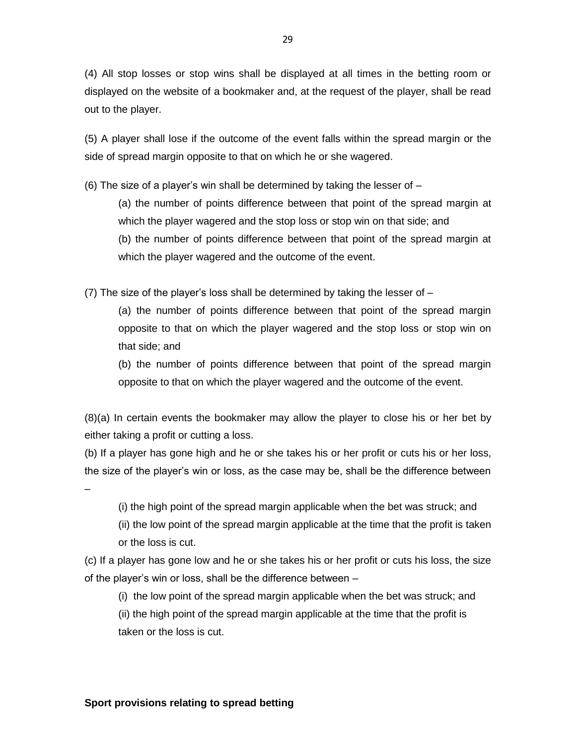(4) All stop losses or stop wins shall be displayed at all times in the betting room or displayed on the website of a bookmaker and, at the request of the player, shall be read out to the player.

(5) A player shall lose if the outcome of the event falls within the spread margin or the side of spread margin opposite to that on which he or she wagered.

(6) The size of a player's win shall be determined by taking the lesser of –

(a) the number of points difference between that point of the spread margin at which the player wagered and the stop loss or stop win on that side; and

(b) the number of points difference between that point of the spread margin at which the player wagered and the outcome of the event.

(7) The size of the player's loss shall be determined by taking the lesser of –

(a) the number of points difference between that point of the spread margin opposite to that on which the player wagered and the stop loss or stop win on that side; and

(b) the number of points difference between that point of the spread margin opposite to that on which the player wagered and the outcome of the event.

(8)(a) In certain events the bookmaker may allow the player to close his or her bet by either taking a profit or cutting a loss.

(b) If a player has gone high and he or she takes his or her profit or cuts his or her loss, the size of the player's win or loss, as the case may be, shall be the difference between –

(i) the high point of the spread margin applicable when the bet was struck; and

(ii) the low point of the spread margin applicable at the time that the profit is taken or the loss is cut.

(c) If a player has gone low and he or she takes his or her profit or cuts his loss, the size of the player's win or loss, shall be the difference between –

(i) the low point of the spread margin applicable when the bet was struck; and

(ii) the high point of the spread margin applicable at the time that the profit is taken or the loss is cut.

**Sport provisions relating to spread betting**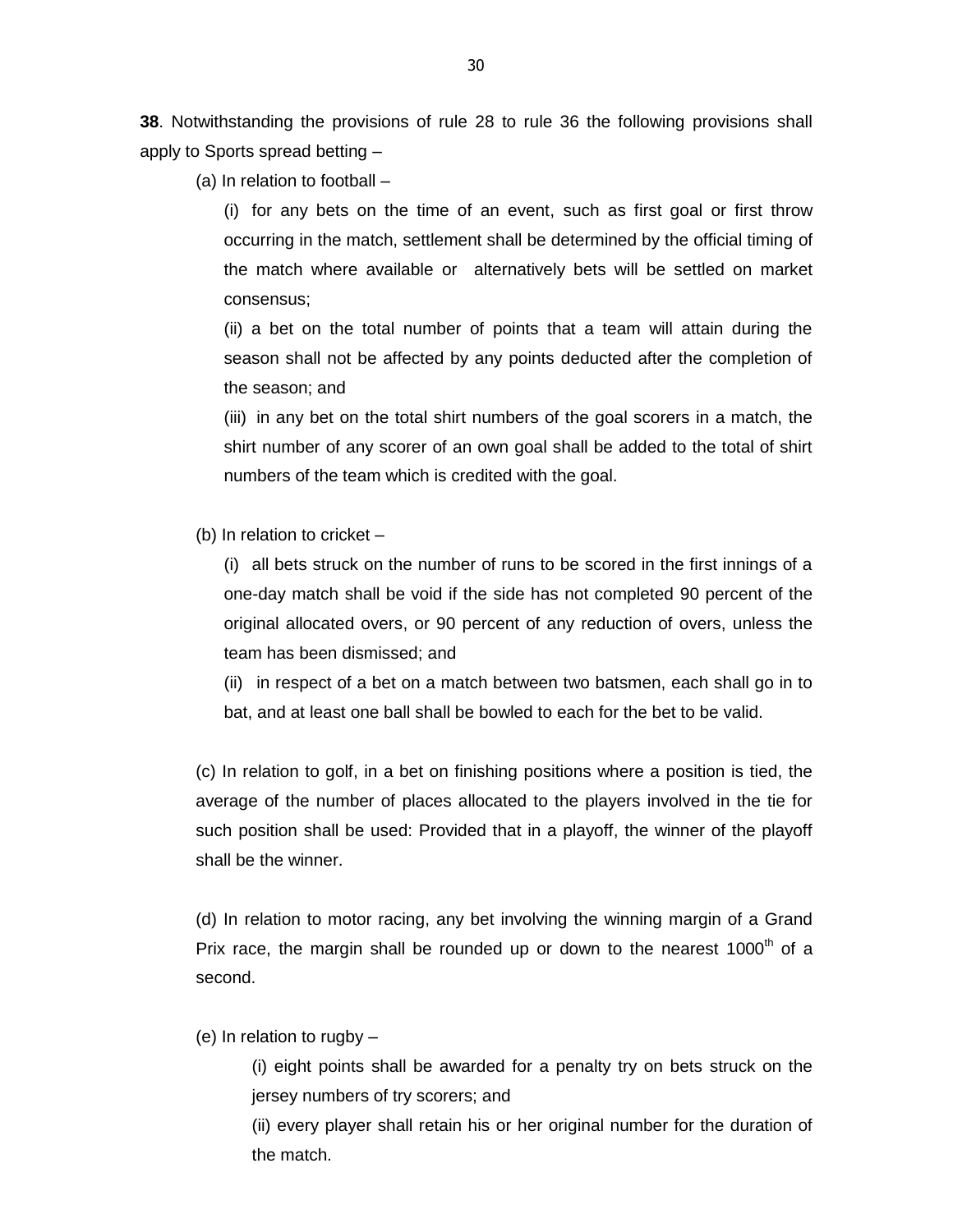**38**. Notwithstanding the provisions of rule 28 to rule 36 the following provisions shall apply to Sports spread betting –

(a) In relation to football –

(i) for any bets on the time of an event, such as first goal or first throw occurring in the match, settlement shall be determined by the official timing of the match where available or alternatively bets will be settled on market consensus;

(ii) a bet on the total number of points that a team will attain during the season shall not be affected by any points deducted after the completion of the season; and

(iii) in any bet on the total shirt numbers of the goal scorers in a match, the shirt number of any scorer of an own goal shall be added to the total of shirt numbers of the team which is credited with the goal.

(b) In relation to cricket –

(i) all bets struck on the number of runs to be scored in the first innings of a one-day match shall be void if the side has not completed 90 percent of the original allocated overs, or 90 percent of any reduction of overs, unless the team has been dismissed; and

(ii) in respect of a bet on a match between two batsmen, each shall go in to bat, and at least one ball shall be bowled to each for the bet to be valid.

(c) In relation to golf, in a bet on finishing positions where a position is tied, the average of the number of places allocated to the players involved in the tie for such position shall be used: Provided that in a playoff, the winner of the playoff shall be the winner.

(d) In relation to motor racing, any bet involving the winning margin of a Grand Prix race, the margin shall be rounded up or down to the nearest 1000th of a second.

(e) In relation to rugby –

(i) eight points shall be awarded for a penalty try on bets struck on the jersey numbers of try scorers; and

(ii) every player shall retain his or her original number for the duration of the match.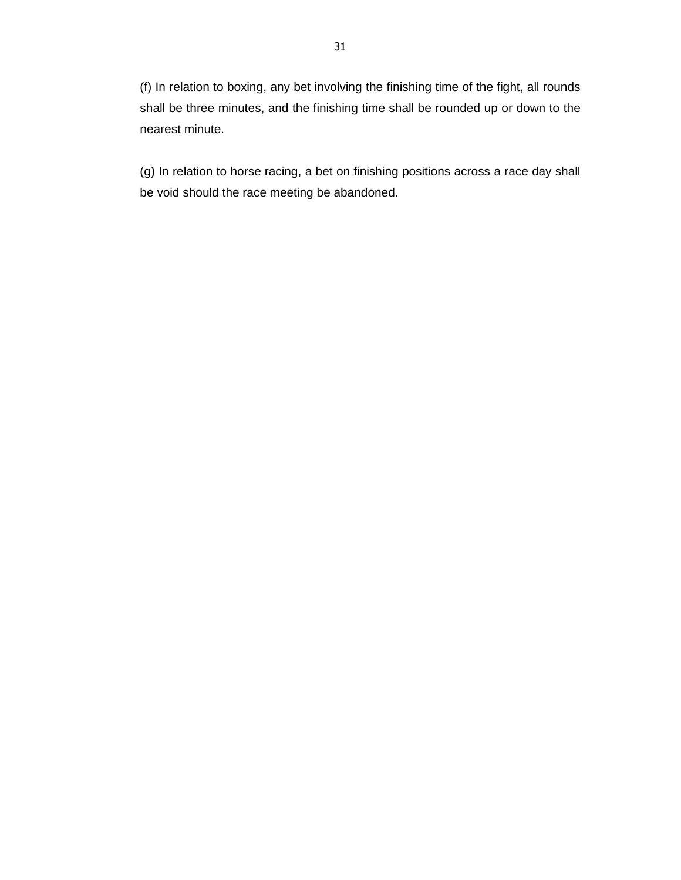(f) In relation to boxing, any bet involving the finishing time of the fight, all rounds shall be three minutes, and the finishing time shall be rounded up or down to the nearest minute.

(g) In relation to horse racing, a bet on finishing positions across a race day shall be void should the race meeting be abandoned.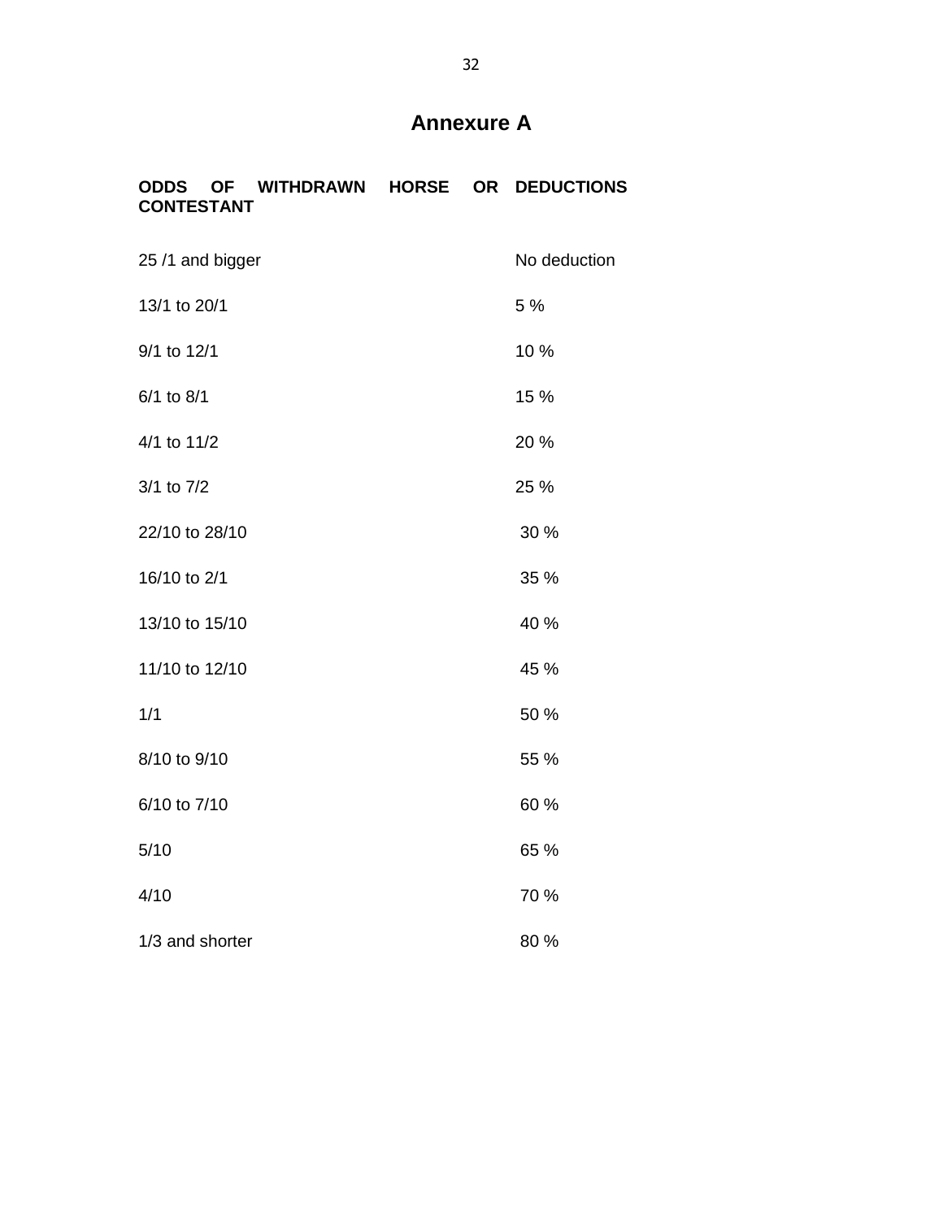# Annexure A

| ODDS OF WITHDRAWN HORSE OR CONTESTANT | DEDUCTIONS |
|---|---|
| 25 /1 and bigger | No deduction |
| 13/1 to 20/1 | 5 % |
| 9/1 to 12/1 | 10 % |
| 6/1 to 8/1 | 15 % |
| 4/1 to 11/2 | 20 % |
| 3/1 to 7/2 | 25 % |
| 22/10 to 28/10 | 30 % |
| 16/10 to 2/1 | 35 % |
| 13/10 to 15/10 | 40 % |
| 11/10 to 12/10 | 45 % |
| 1/1 | 50 % |
| 8/10 to 9/10 | 55 % |
| 6/10 to 7/10 | 60 % |
| 5/10 | 65 % |
| 4/10 | 70 % |
| 1/3 and shorter | 80 % |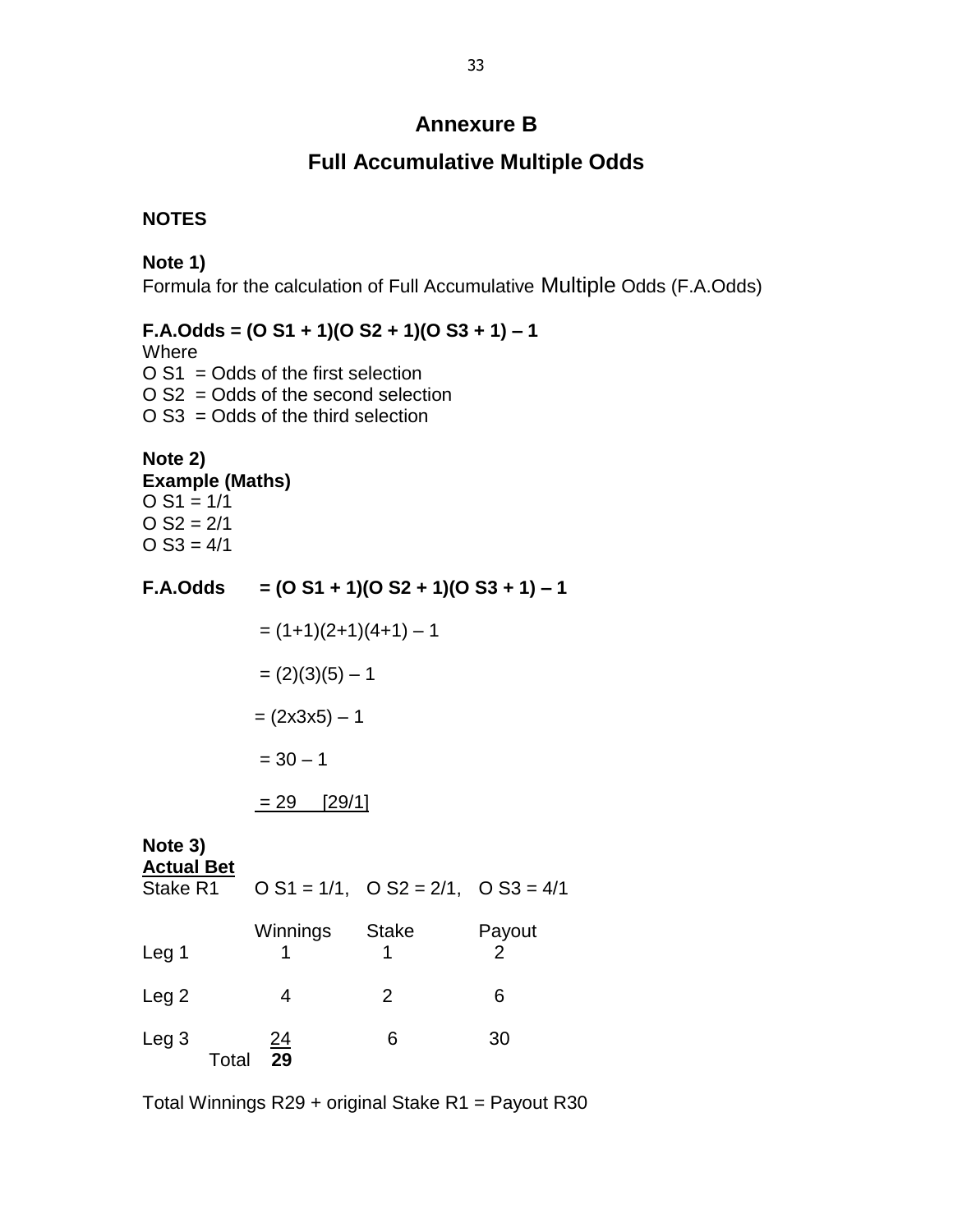# Annexure B

## Full Accumulative Multiple Odds

**NOTES**

**Note 1)**
Formula for the calculation of Full Accumulative Multiple Odds (F.A.Odds)

**F.A.Odds = (O S1 + 1)(O S2 + 1)(O S3 + 1) – 1**
Where
O S1 = Odds of the first selection
O S2 = Odds of the second selection
O S3 = Odds of the third selection

**Note 2)**
**Example (Maths)**
O S1 = 1/1
O S2 = 2/1
O S3 = 4/1

**F.A.Odds = (O S1 + 1)(O S2 + 1)(O S3 + 1) – 1**

= (1+1)(2+1)(4+1) – 1

= (2)(3)(5) – 1

= (2x3x5) – 1

= 30 – 1

= 29 [29/1]

**Note 3)**
**Actual Bet**
Stake R1 O S1 = 1/1, O S2 = 2/1, O S3 = 4/1

| | Winnings | Stake | Payout |
|---|---|---|---|
| Leg 1 | 1 | 1 | 2 |
| Leg 2 | 4 | 2 | 6 |
| Leg 3 | 24 | 6 | 30 |
| Total | **29** | | |

Total Winnings R29 + original Stake R1 = Payout R30